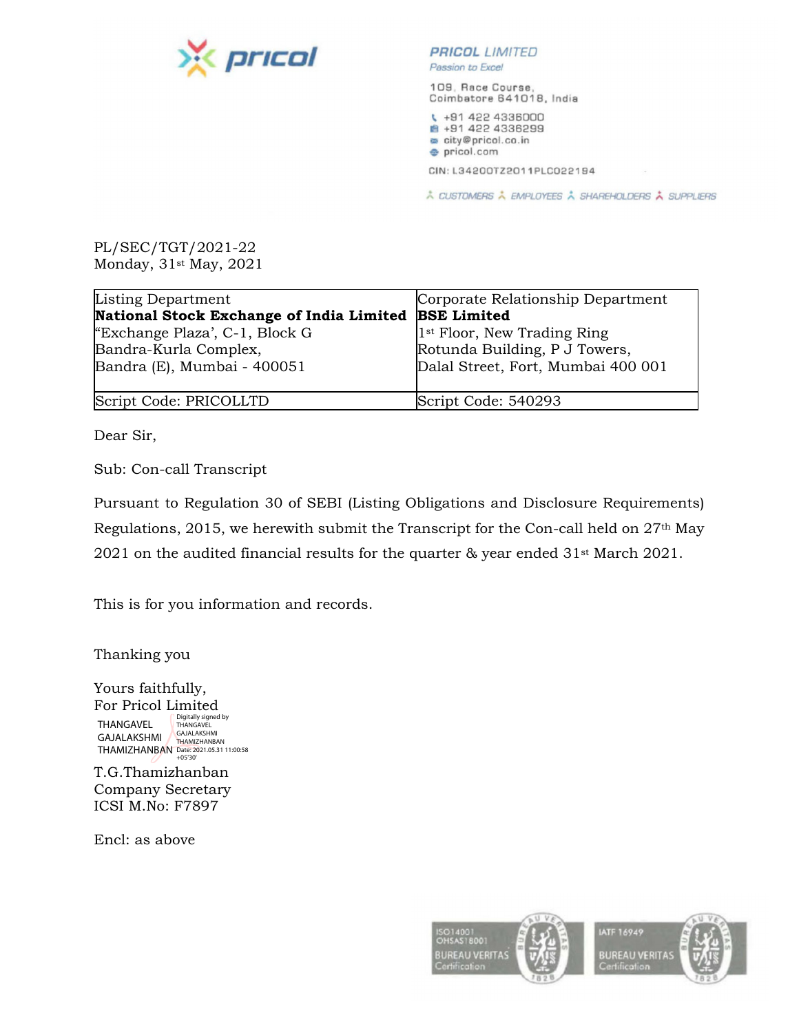**PRICOL LIMITED**
*Passion to Excel*

109, Race Course,
Coimbatore 641018, India

+91 422 4336000
+91 422 4336299
city@pricol.co.in
pricol.com

CIN: L34200TZ2011PLC022194

CUSTOMERS EMPLOYEES SHAREHOLDERS SUPPLIERS

PL/SEC/TGT/2021-22
Monday, 31st May, 2021

| Listing Department<br>**National Stock Exchange of India Limited**<br>"Exchange Plaza', C-1, Block G<br>Bandra-Kurla Complex,<br>Bandra (E), Mumbai - 400051 | Corporate Relationship Department<br>**BSE Limited**<br>1st Floor, New Trading Ring<br>Rotunda Building, P J Towers,<br>Dalal Street, Fort, Mumbai 400 001 |
|---|---|
| Script Code: PRICOLLTD | Script Code: 540293 |

Dear Sir,

Sub: Con-call Transcript

Pursuant to Regulation 30 of SEBI (Listing Obligations and Disclosure Requirements) Regulations, 2015, we herewith submit the Transcript for the Con-call held on 27th May 2021 on the audited financial results for the quarter & year ended 31st March 2021.

This is for you information and records.

Thanking you

Yours faithfully,
For Pricol Limited

THANGAVEL GAJALAKSHMI THAMIZHANBAN
Digitally signed by THANGAVEL GAJALAKSHMI THAMIZHANBAN Date: 2021.05.31 11:00:58 +05'30'

T.G.Thamizhanban
Company Secretary
ICSI M.No: F7897

Encl: as above

ISO14001 OHSAS18001 BUREAU VERITAS Certification

IATF 16949 BUREAU VERITAS Certification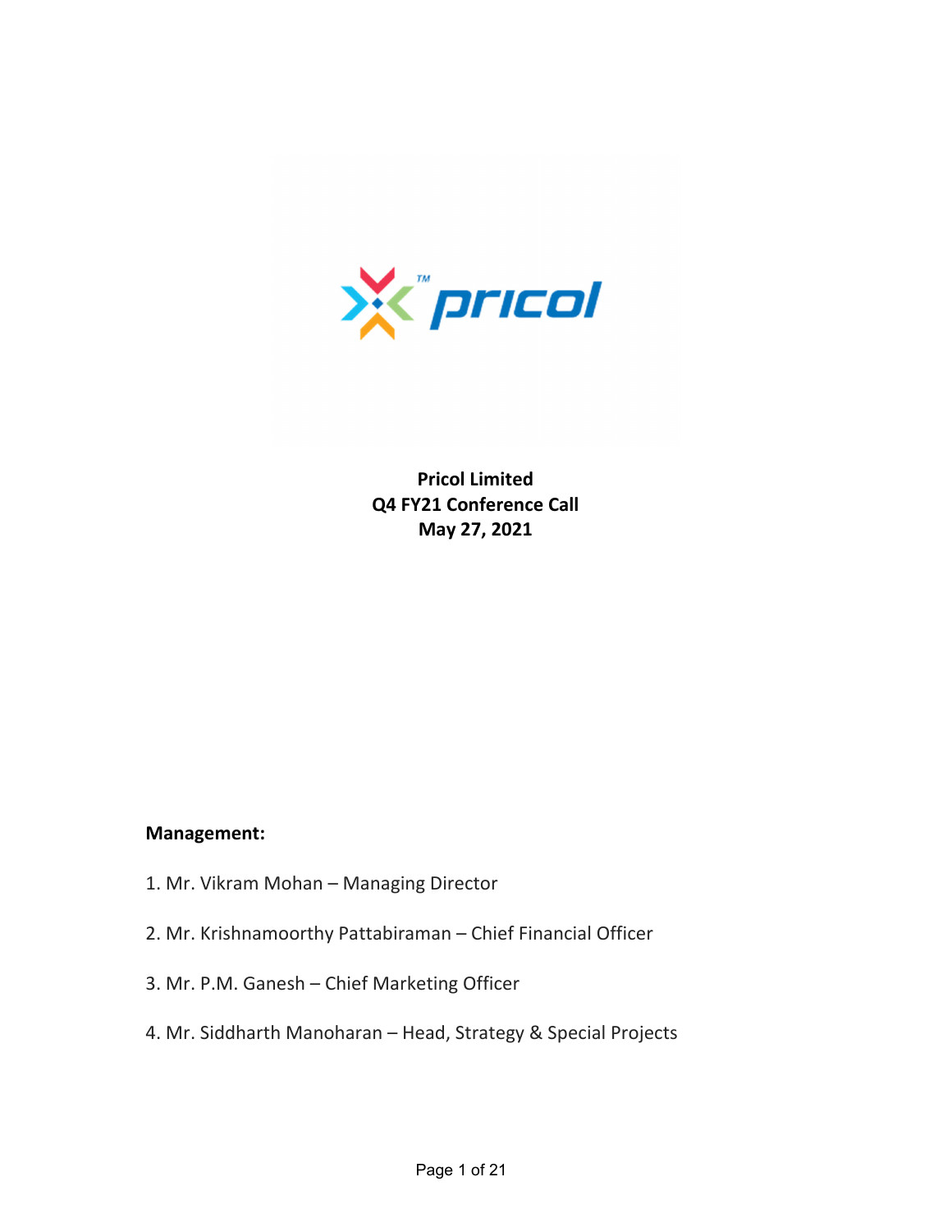**Pricol Limited**
**Q4 FY21 Conference Call**
**May 27, 2021**

**Management:**

1. Mr. Vikram Mohan – Managing Director
2. Mr. Krishnamoorthy Pattabiraman – Chief Financial Officer
3. Mr. P.M. Ganesh – Chief Marketing Officer
4. Mr. Siddharth Manoharan – Head, Strategy & Special Projects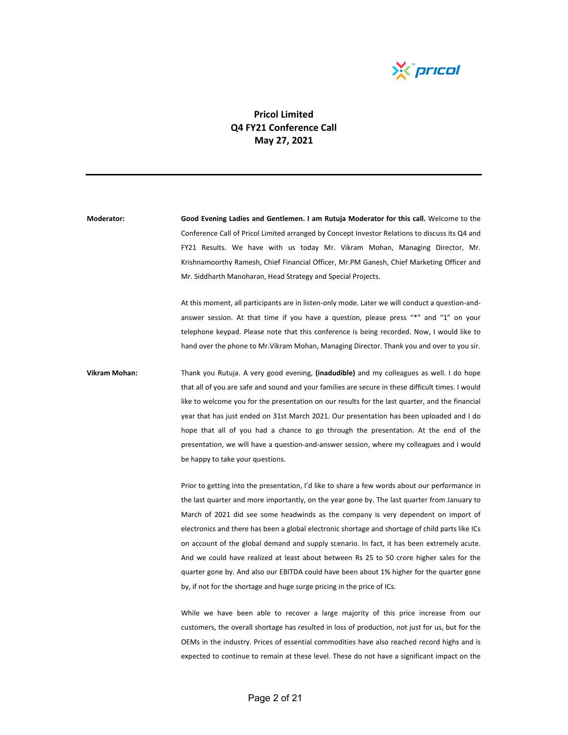# Pricol Limited
# Q4 FY21 Conference Call
# May 27, 2021

---

**Moderator:** **Good Evening Ladies and Gentlemen. I am Rutuja Moderator for this call.** Welcome to the Conference Call of Pricol Limited arranged by Concept Investor Relations to discuss its Q4 and FY21 Results. We have with us today Mr. Vikram Mohan, Managing Director, Mr. Krishnamoorthy Ramesh, Chief Financial Officer, Mr.PM Ganesh, Chief Marketing Officer and Mr. Siddharth Manoharan, Head Strategy and Special Projects.

At this moment, all participants are in listen-only mode. Later we will conduct a question-and-answer session. At that time if you have a question, please press "*" and "1" on your telephone keypad. Please note that this conference is being recorded. Now, I would like to hand over the phone to Mr.Vikram Mohan, Managing Director. Thank you and over to you sir.

**Vikram Mohan:** Thank you Rutuja. A very good evening, **(inadudible)** and my colleagues as well. I do hope that all of you are safe and sound and your families are secure in these difficult times. I would like to welcome you for the presentation on our results for the last quarter, and the financial year that has just ended on 31st March 2021. Our presentation has been uploaded and I do hope that all of you had a chance to go through the presentation. At the end of the presentation, we will have a question-and-answer session, where my colleagues and I would be happy to take your questions.

Prior to getting into the presentation, I'd like to share a few words about our performance in the last quarter and more importantly, on the year gone by. The last quarter from January to March of 2021 did see some headwinds as the company is very dependent on import of electronics and there has been a global electronic shortage and shortage of child parts like ICs on account of the global demand and supply scenario. In fact, it has been extremely acute. And we could have realized at least about between Rs 25 to 50 crore higher sales for the quarter gone by. And also our EBITDA could have been about 1% higher for the quarter gone by, if not for the shortage and huge surge pricing in the price of ICs.

While we have been able to recover a large majority of this price increase from our customers, the overall shortage has resulted in loss of production, not just for us, but for the OEMs in the industry. Prices of essential commodities have also reached record highs and is expected to continue to remain at these level. These do not have a significant impact on the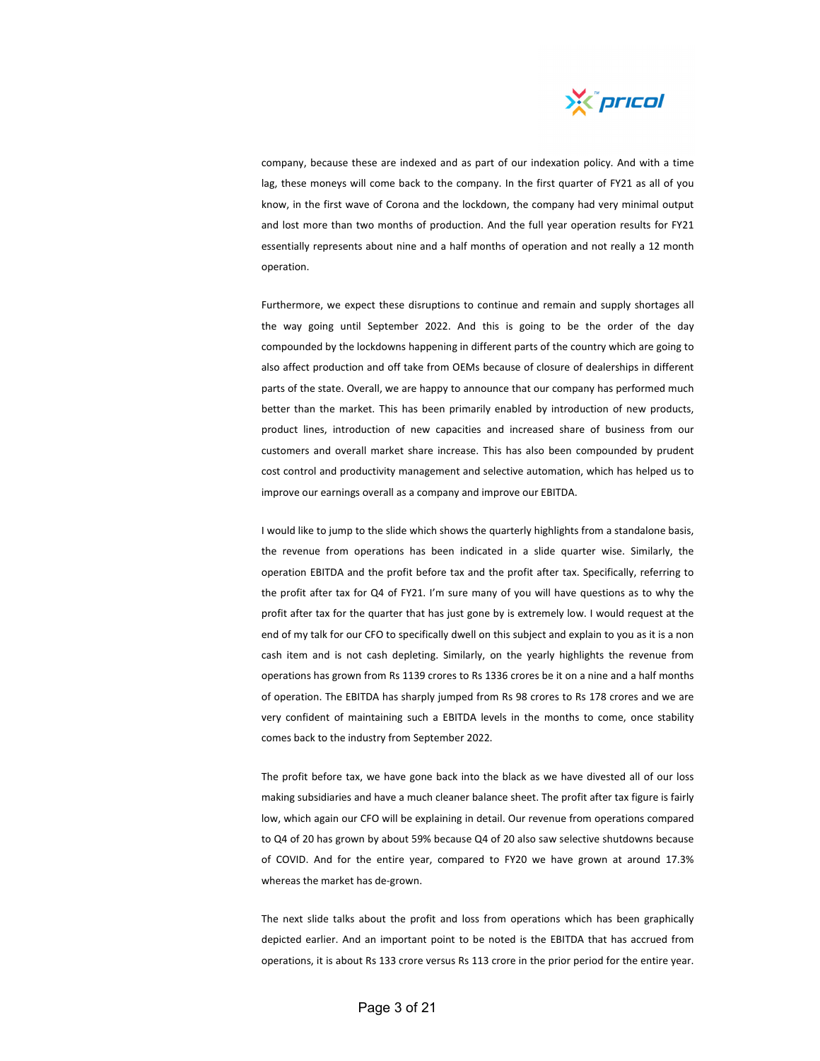company, because these are indexed and as part of our indexation policy. And with a time lag, these moneys will come back to the company. In the first quarter of FY21 as all of you know, in the first wave of Corona and the lockdown, the company had very minimal output and lost more than two months of production. And the full year operation results for FY21 essentially represents about nine and a half months of operation and not really a 12 month operation.

Furthermore, we expect these disruptions to continue and remain and supply shortages all the way going until September 2022. And this is going to be the order of the day compounded by the lockdowns happening in different parts of the country which are going to also affect production and off take from OEMs because of closure of dealerships in different parts of the state. Overall, we are happy to announce that our company has performed much better than the market. This has been primarily enabled by introduction of new products, product lines, introduction of new capacities and increased share of business from our customers and overall market share increase. This has also been compounded by prudent cost control and productivity management and selective automation, which has helped us to improve our earnings overall as a company and improve our EBITDA.

I would like to jump to the slide which shows the quarterly highlights from a standalone basis, the revenue from operations has been indicated in a slide quarter wise. Similarly, the operation EBITDA and the profit before tax and the profit after tax. Specifically, referring to the profit after tax for Q4 of FY21. I'm sure many of you will have questions as to why the profit after tax for the quarter that has just gone by is extremely low. I would request at the end of my talk for our CFO to specifically dwell on this subject and explain to you as it is a non cash item and is not cash depleting. Similarly, on the yearly highlights the revenue from operations has grown from Rs 1139 crores to Rs 1336 crores be it on a nine and a half months of operation. The EBITDA has sharply jumped from Rs 98 crores to Rs 178 crores and we are very confident of maintaining such a EBITDA levels in the months to come, once stability comes back to the industry from September 2022.

The profit before tax, we have gone back into the black as we have divested all of our loss making subsidiaries and have a much cleaner balance sheet. The profit after tax figure is fairly low, which again our CFO will be explaining in detail. Our revenue from operations compared to Q4 of 20 has grown by about 59% because Q4 of 20 also saw selective shutdowns because of COVID. And for the entire year, compared to FY20 we have grown at around 17.3% whereas the market has de-grown.

The next slide talks about the profit and loss from operations which has been graphically depicted earlier. And an important point to be noted is the EBITDA that has accrued from operations, it is about Rs 133 crore versus Rs 113 crore in the prior period for the entire year.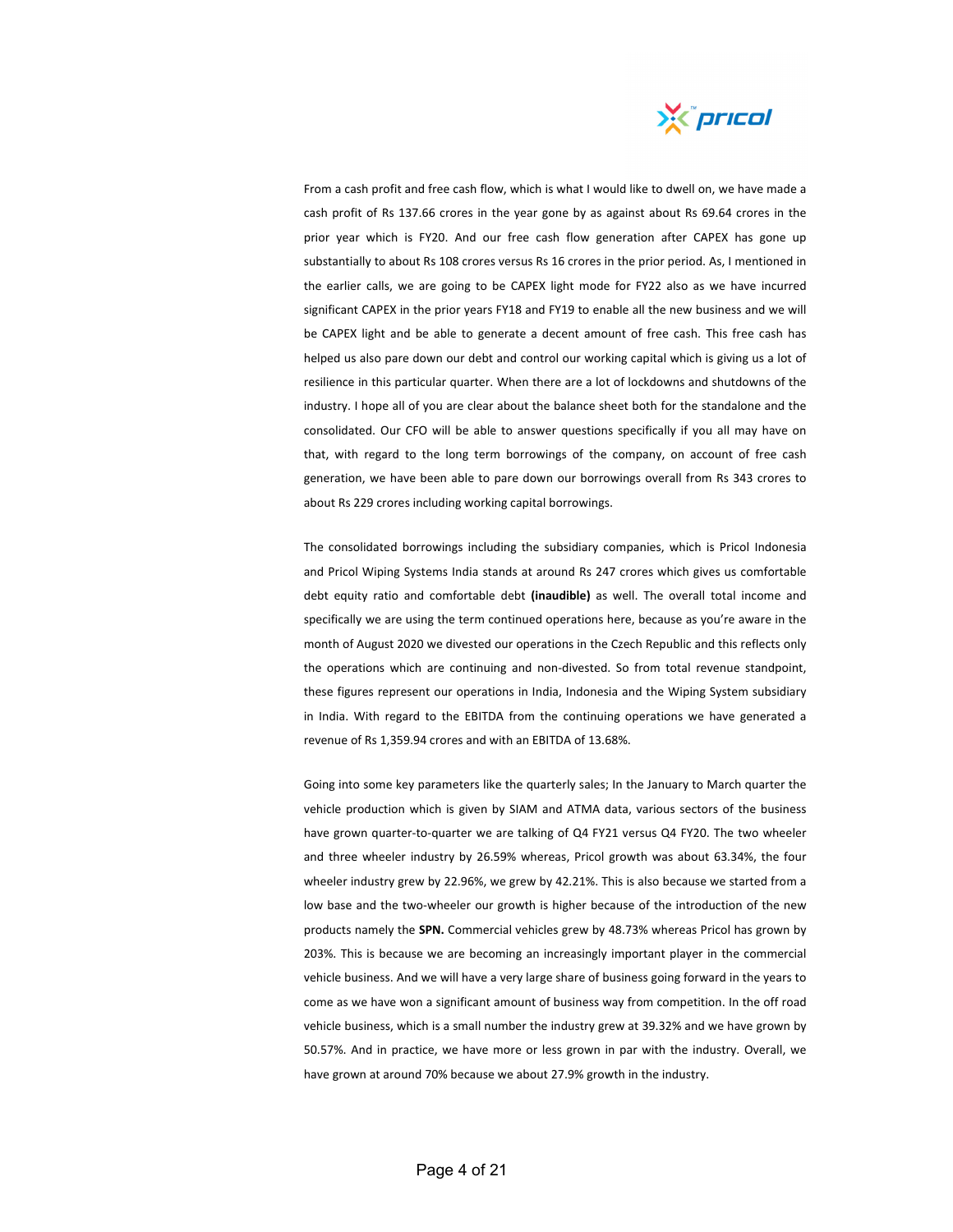From a cash profit and free cash flow, which is what I would like to dwell on, we have made a cash profit of Rs 137.66 crores in the year gone by as against about Rs 69.64 crores in the prior year which is FY20. And our free cash flow generation after CAPEX has gone up substantially to about Rs 108 crores versus Rs 16 crores in the prior period. As, I mentioned in the earlier calls, we are going to be CAPEX light mode for FY22 also as we have incurred significant CAPEX in the prior years FY18 and FY19 to enable all the new business and we will be CAPEX light and be able to generate a decent amount of free cash. This free cash has helped us also pare down our debt and control our working capital which is giving us a lot of resilience in this particular quarter. When there are a lot of lockdowns and shutdowns of the industry. I hope all of you are clear about the balance sheet both for the standalone and the consolidated. Our CFO will be able to answer questions specifically if you all may have on that, with regard to the long term borrowings of the company, on account of free cash generation, we have been able to pare down our borrowings overall from Rs 343 crores to about Rs 229 crores including working capital borrowings.

The consolidated borrowings including the subsidiary companies, which is Pricol Indonesia and Pricol Wiping Systems India stands at around Rs 247 crores which gives us comfortable debt equity ratio and comfortable debt **(inaudible)** as well. The overall total income and specifically we are using the term continued operations here, because as you're aware in the month of August 2020 we divested our operations in the Czech Republic and this reflects only the operations which are continuing and non-divested. So from total revenue standpoint, these figures represent our operations in India, Indonesia and the Wiping System subsidiary in India. With regard to the EBITDA from the continuing operations we have generated a revenue of Rs 1,359.94 crores and with an EBITDA of 13.68%.

Going into some key parameters like the quarterly sales; In the January to March quarter the vehicle production which is given by SIAM and ATMA data, various sectors of the business have grown quarter-to-quarter we are talking of Q4 FY21 versus Q4 FY20. The two wheeler and three wheeler industry by 26.59% whereas, Pricol growth was about 63.34%, the four wheeler industry grew by 22.96%, we grew by 42.21%. This is also because we started from a low base and the two-wheeler our growth is higher because of the introduction of the new products namely the **SPN.** Commercial vehicles grew by 48.73% whereas Pricol has grown by 203%. This is because we are becoming an increasingly important player in the commercial vehicle business. And we will have a very large share of business going forward in the years to come as we have won a significant amount of business way from competition. In the off road vehicle business, which is a small number the industry grew at 39.32% and we have grown by 50.57%. And in practice, we have more or less grown in par with the industry. Overall, we have grown at around 70% because we about 27.9% growth in the industry.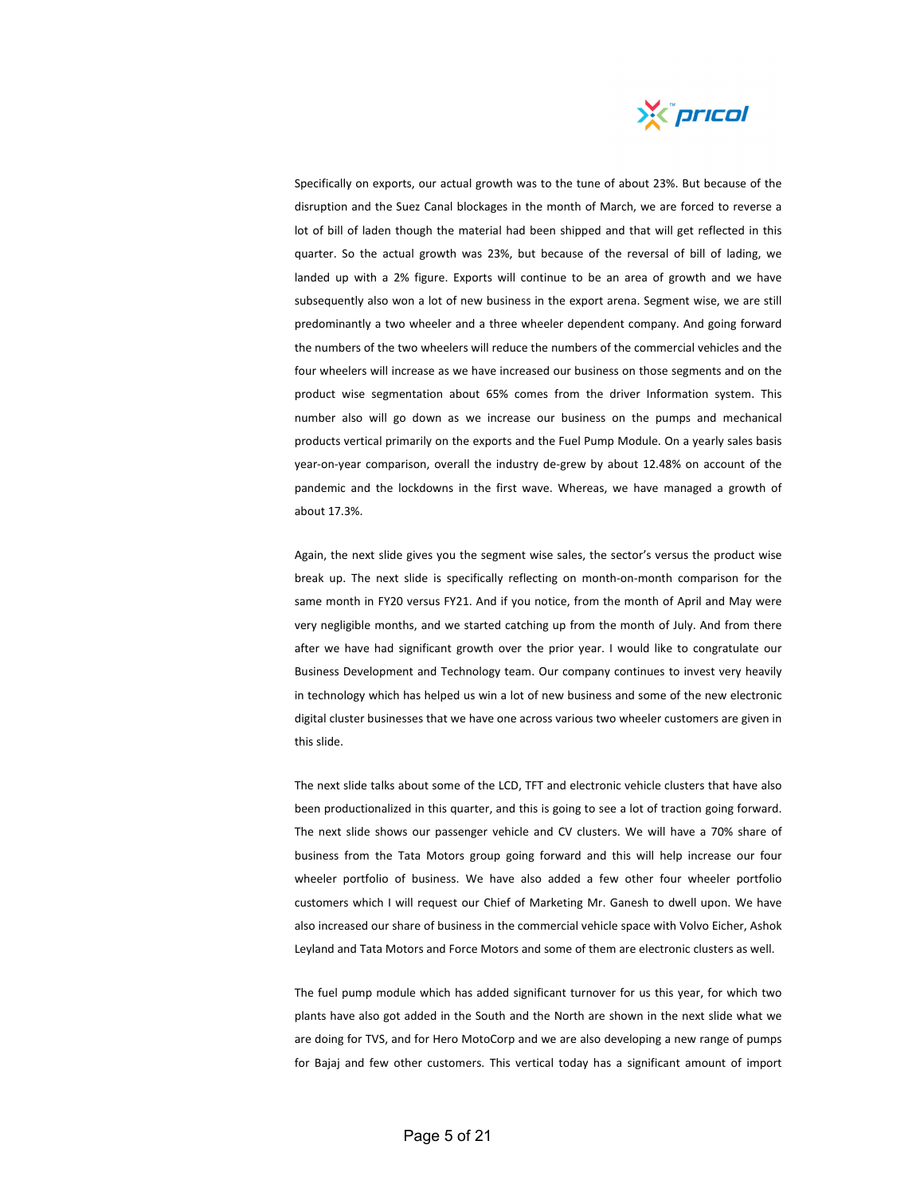Specifically on exports, our actual growth was to the tune of about 23%. But because of the disruption and the Suez Canal blockages in the month of March, we are forced to reverse a lot of bill of laden though the material had been shipped and that will get reflected in this quarter. So the actual growth was 23%, but because of the reversal of bill of lading, we landed up with a 2% figure. Exports will continue to be an area of growth and we have subsequently also won a lot of new business in the export arena. Segment wise, we are still predominantly a two wheeler and a three wheeler dependent company. And going forward the numbers of the two wheelers will reduce the numbers of the commercial vehicles and the four wheelers will increase as we have increased our business on those segments and on the product wise segmentation about 65% comes from the driver Information system. This number also will go down as we increase our business on the pumps and mechanical products vertical primarily on the exports and the Fuel Pump Module. On a yearly sales basis year-on-year comparison, overall the industry de-grew by about 12.48% on account of the pandemic and the lockdowns in the first wave. Whereas, we have managed a growth of about 17.3%.

Again, the next slide gives you the segment wise sales, the sector's versus the product wise break up. The next slide is specifically reflecting on month-on-month comparison for the same month in FY20 versus FY21. And if you notice, from the month of April and May were very negligible months, and we started catching up from the month of July. And from there after we have had significant growth over the prior year. I would like to congratulate our Business Development and Technology team. Our company continues to invest very heavily in technology which has helped us win a lot of new business and some of the new electronic digital cluster businesses that we have one across various two wheeler customers are given in this slide.

The next slide talks about some of the LCD, TFT and electronic vehicle clusters that have also been productionalized in this quarter, and this is going to see a lot of traction going forward. The next slide shows our passenger vehicle and CV clusters. We will have a 70% share of business from the Tata Motors group going forward and this will help increase our four wheeler portfolio of business. We have also added a few other four wheeler portfolio customers which I will request our Chief of Marketing Mr. Ganesh to dwell upon. We have also increased our share of business in the commercial vehicle space with Volvo Eicher, Ashok Leyland and Tata Motors and Force Motors and some of them are electronic clusters as well.

The fuel pump module which has added significant turnover for us this year, for which two plants have also got added in the South and the North are shown in the next slide what we are doing for TVS, and for Hero MotoCorp and we are also developing a new range of pumps for Bajaj and few other customers. This vertical today has a significant amount of import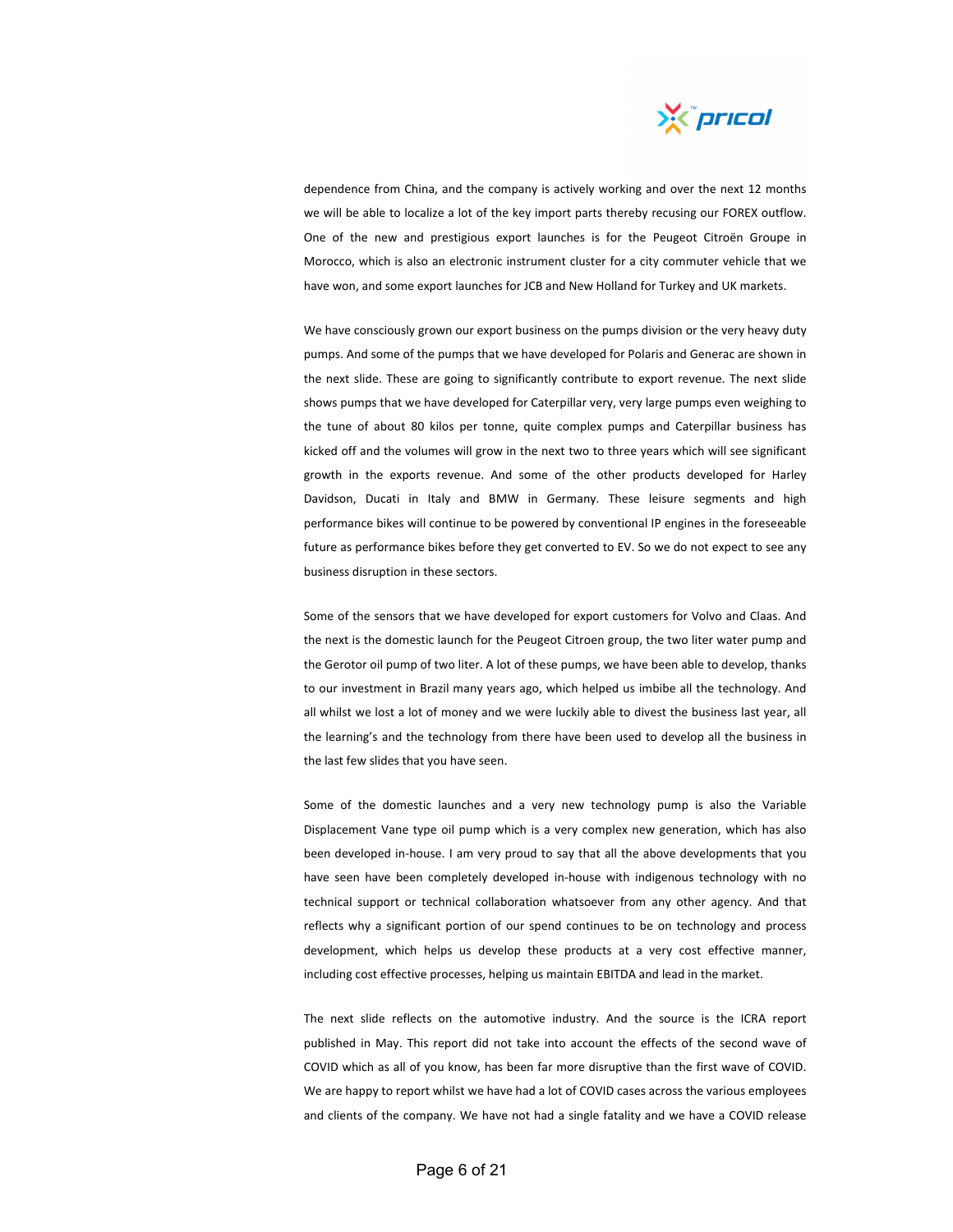dependence from China, and the company is actively working and over the next 12 months we will be able to localize a lot of the key import parts thereby recusing our FOREX outflow. One of the new and prestigious export launches is for the Peugeot Citroën Groupe in Morocco, which is also an electronic instrument cluster for a city commuter vehicle that we have won, and some export launches for JCB and New Holland for Turkey and UK markets.

We have consciously grown our export business on the pumps division or the very heavy duty pumps. And some of the pumps that we have developed for Polaris and Generac are shown in the next slide. These are going to significantly contribute to export revenue. The next slide shows pumps that we have developed for Caterpillar very, very large pumps even weighing to the tune of about 80 kilos per tonne, quite complex pumps and Caterpillar business has kicked off and the volumes will grow in the next two to three years which will see significant growth in the exports revenue. And some of the other products developed for Harley Davidson, Ducati in Italy and BMW in Germany. These leisure segments and high performance bikes will continue to be powered by conventional IP engines in the foreseeable future as performance bikes before they get converted to EV. So we do not expect to see any business disruption in these sectors.

Some of the sensors that we have developed for export customers for Volvo and Claas. And the next is the domestic launch for the Peugeot Citroen group, the two liter water pump and the Gerotor oil pump of two liter. A lot of these pumps, we have been able to develop, thanks to our investment in Brazil many years ago, which helped us imbibe all the technology. And all whilst we lost a lot of money and we were luckily able to divest the business last year, all the learning's and the technology from there have been used to develop all the business in the last few slides that you have seen.

Some of the domestic launches and a very new technology pump is also the Variable Displacement Vane type oil pump which is a very complex new generation, which has also been developed in-house. I am very proud to say that all the above developments that you have seen have been completely developed in-house with indigenous technology with no technical support or technical collaboration whatsoever from any other agency. And that reflects why a significant portion of our spend continues to be on technology and process development, which helps us develop these products at a very cost effective manner, including cost effective processes, helping us maintain EBITDA and lead in the market.

The next slide reflects on the automotive industry. And the source is the ICRA report published in May. This report did not take into account the effects of the second wave of COVID which as all of you know, has been far more disruptive than the first wave of COVID. We are happy to report whilst we have had a lot of COVID cases across the various employees and clients of the company. We have not had a single fatality and we have a COVID release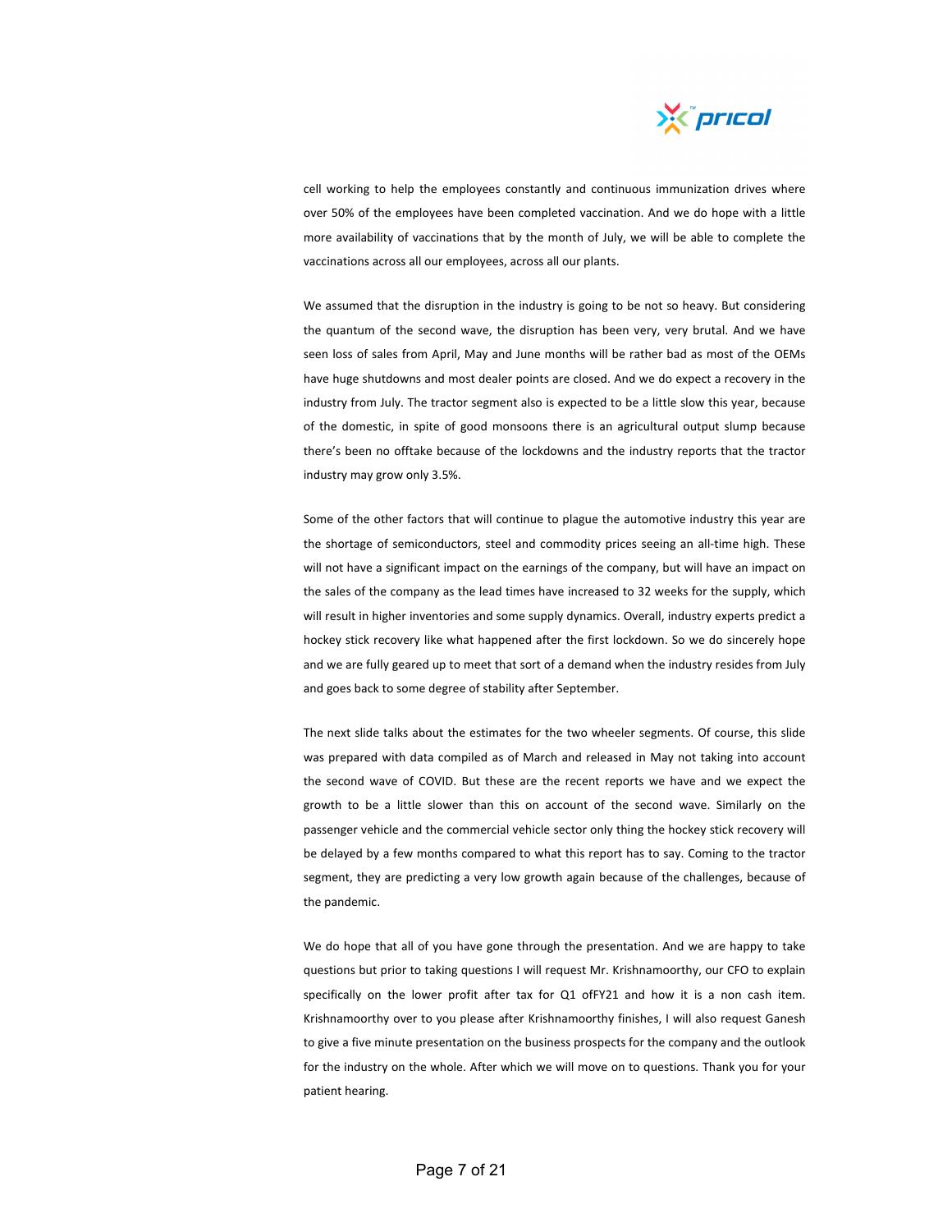cell working to help the employees constantly and continuous immunization drives where over 50% of the employees have been completed vaccination. And we do hope with a little more availability of vaccinations that by the month of July, we will be able to complete the vaccinations across all our employees, across all our plants.

We assumed that the disruption in the industry is going to be not so heavy. But considering the quantum of the second wave, the disruption has been very, very brutal. And we have seen loss of sales from April, May and June months will be rather bad as most of the OEMs have huge shutdowns and most dealer points are closed. And we do expect a recovery in the industry from July. The tractor segment also is expected to be a little slow this year, because of the domestic, in spite of good monsoons there is an agricultural output slump because there's been no offtake because of the lockdowns and the industry reports that the tractor industry may grow only 3.5%.

Some of the other factors that will continue to plague the automotive industry this year are the shortage of semiconductors, steel and commodity prices seeing an all-time high. These will not have a significant impact on the earnings of the company, but will have an impact on the sales of the company as the lead times have increased to 32 weeks for the supply, which will result in higher inventories and some supply dynamics. Overall, industry experts predict a hockey stick recovery like what happened after the first lockdown. So we do sincerely hope and we are fully geared up to meet that sort of a demand when the industry resides from July and goes back to some degree of stability after September.

The next slide talks about the estimates for the two wheeler segments. Of course, this slide was prepared with data compiled as of March and released in May not taking into account the second wave of COVID. But these are the recent reports we have and we expect the growth to be a little slower than this on account of the second wave. Similarly on the passenger vehicle and the commercial vehicle sector only thing the hockey stick recovery will be delayed by a few months compared to what this report has to say. Coming to the tractor segment, they are predicting a very low growth again because of the challenges, because of the pandemic.

We do hope that all of you have gone through the presentation. And we are happy to take questions but prior to taking questions I will request Mr. Krishnamoorthy, our CFO to explain specifically on the lower profit after tax for Q1 ofFY21 and how it is a non cash item. Krishnamoorthy over to you please after Krishnamoorthy finishes, I will also request Ganesh to give a five minute presentation on the business prospects for the company and the outlook for the industry on the whole. After which we will move on to questions. Thank you for your patient hearing.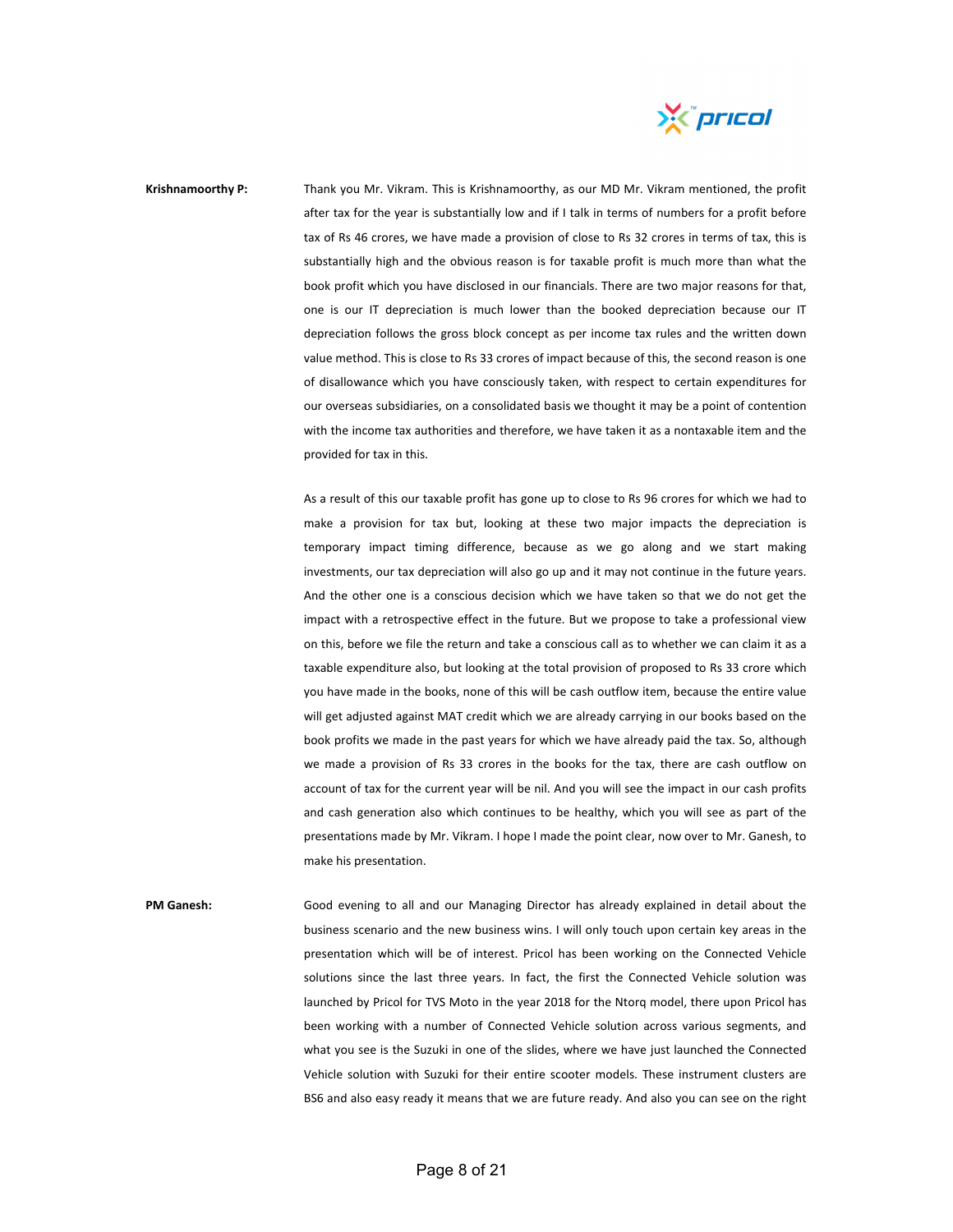**Krishnamoorthy P:** Thank you Mr. Vikram. This is Krishnamoorthy, as our MD Mr. Vikram mentioned, the profit after tax for the year is substantially low and if I talk in terms of numbers for a profit before tax of Rs 46 crores, we have made a provision of close to Rs 32 crores in terms of tax, this is substantially high and the obvious reason is for taxable profit is much more than what the book profit which you have disclosed in our financials. There are two major reasons for that, one is our IT depreciation is much lower than the booked depreciation because our IT depreciation follows the gross block concept as per income tax rules and the written down value method. This is close to Rs 33 crores of impact because of this, the second reason is one of disallowance which you have consciously taken, with respect to certain expenditures for our overseas subsidiaries, on a consolidated basis we thought it may be a point of contention with the income tax authorities and therefore, we have taken it as a nontaxable item and the provided for tax in this.

As a result of this our taxable profit has gone up to close to Rs 96 crores for which we had to make a provision for tax but, looking at these two major impacts the depreciation is temporary impact timing difference, because as we go along and we start making investments, our tax depreciation will also go up and it may not continue in the future years. And the other one is a conscious decision which we have taken so that we do not get the impact with a retrospective effect in the future. But we propose to take a professional view on this, before we file the return and take a conscious call as to whether we can claim it as a taxable expenditure also, but looking at the total provision of proposed to Rs 33 crore which you have made in the books, none of this will be cash outflow item, because the entire value will get adjusted against MAT credit which we are already carrying in our books based on the book profits we made in the past years for which we have already paid the tax. So, although we made a provision of Rs 33 crores in the books for the tax, there are cash outflow on account of tax for the current year will be nil. And you will see the impact in our cash profits and cash generation also which continues to be healthy, which you will see as part of the presentations made by Mr. Vikram. I hope I made the point clear, now over to Mr. Ganesh, to make his presentation.

**PM Ganesh:** Good evening to all and our Managing Director has already explained in detail about the business scenario and the new business wins. I will only touch upon certain key areas in the presentation which will be of interest. Pricol has been working on the Connected Vehicle solutions since the last three years. In fact, the first the Connected Vehicle solution was launched by Pricol for TVS Moto in the year 2018 for the Ntorq model, there upon Pricol has been working with a number of Connected Vehicle solution across various segments, and what you see is the Suzuki in one of the slides, where we have just launched the Connected Vehicle solution with Suzuki for their entire scooter models. These instrument clusters are BS6 and also easy ready it means that we are future ready. And also you can see on the right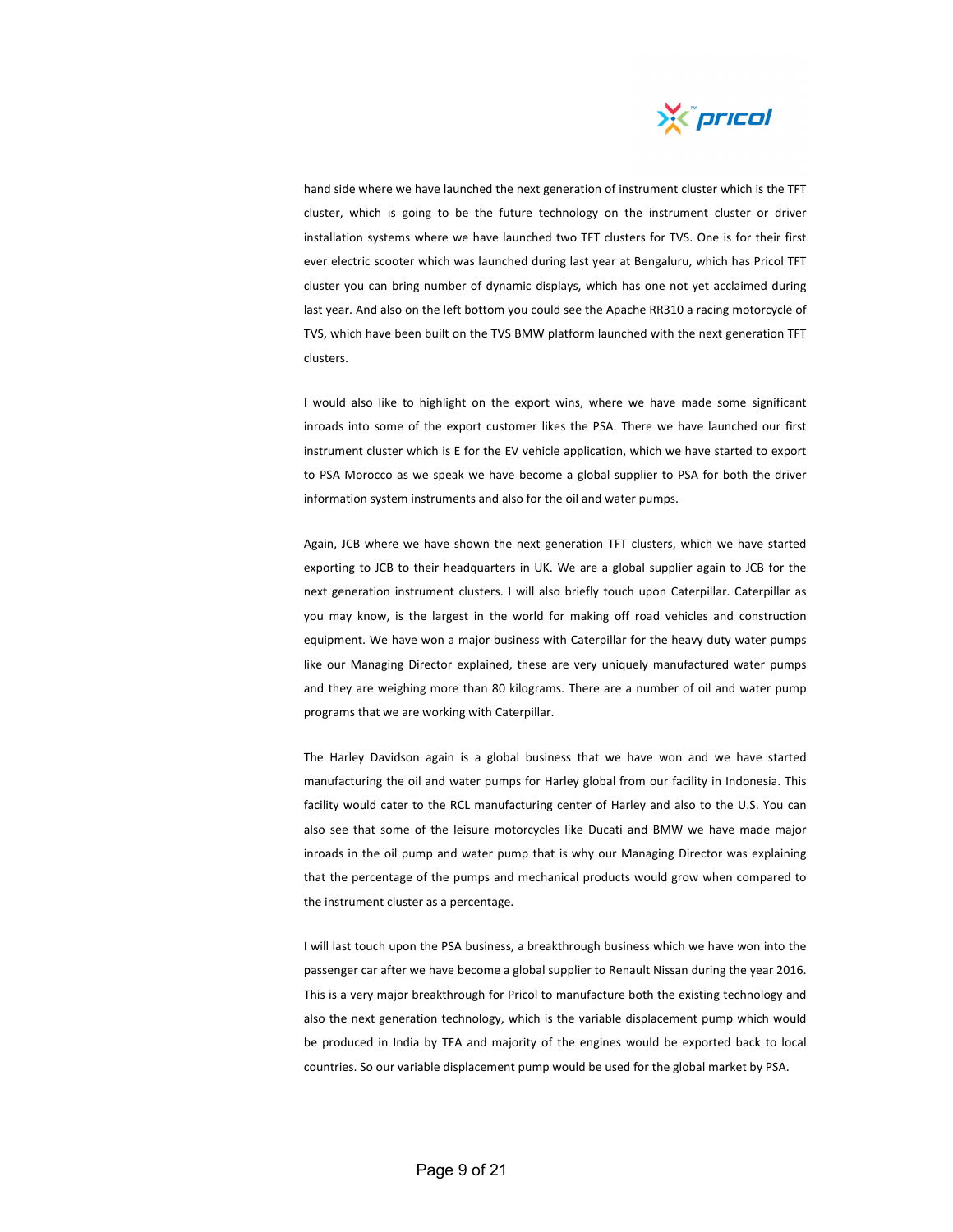hand side where we have launched the next generation of instrument cluster which is the TFT cluster, which is going to be the future technology on the instrument cluster or driver installation systems where we have launched two TFT clusters for TVS. One is for their first ever electric scooter which was launched during last year at Bengaluru, which has Pricol TFT cluster you can bring number of dynamic displays, which has one not yet acclaimed during last year. And also on the left bottom you could see the Apache RR310 a racing motorcycle of TVS, which have been built on the TVS BMW platform launched with the next generation TFT clusters.

I would also like to highlight on the export wins, where we have made some significant inroads into some of the export customer likes the PSA. There we have launched our first instrument cluster which is E for the EV vehicle application, which we have started to export to PSA Morocco as we speak we have become a global supplier to PSA for both the driver information system instruments and also for the oil and water pumps.

Again, JCB where we have shown the next generation TFT clusters, which we have started exporting to JCB to their headquarters in UK. We are a global supplier again to JCB for the next generation instrument clusters. I will also briefly touch upon Caterpillar. Caterpillar as you may know, is the largest in the world for making off road vehicles and construction equipment. We have won a major business with Caterpillar for the heavy duty water pumps like our Managing Director explained, these are very uniquely manufactured water pumps and they are weighing more than 80 kilograms. There are a number of oil and water pump programs that we are working with Caterpillar.

The Harley Davidson again is a global business that we have won and we have started manufacturing the oil and water pumps for Harley global from our facility in Indonesia. This facility would cater to the RCL manufacturing center of Harley and also to the U.S. You can also see that some of the leisure motorcycles like Ducati and BMW we have made major inroads in the oil pump and water pump that is why our Managing Director was explaining that the percentage of the pumps and mechanical products would grow when compared to the instrument cluster as a percentage.

I will last touch upon the PSA business, a breakthrough business which we have won into the passenger car after we have become a global supplier to Renault Nissan during the year 2016. This is a very major breakthrough for Pricol to manufacture both the existing technology and also the next generation technology, which is the variable displacement pump which would be produced in India by TFA and majority of the engines would be exported back to local countries. So our variable displacement pump would be used for the global market by PSA.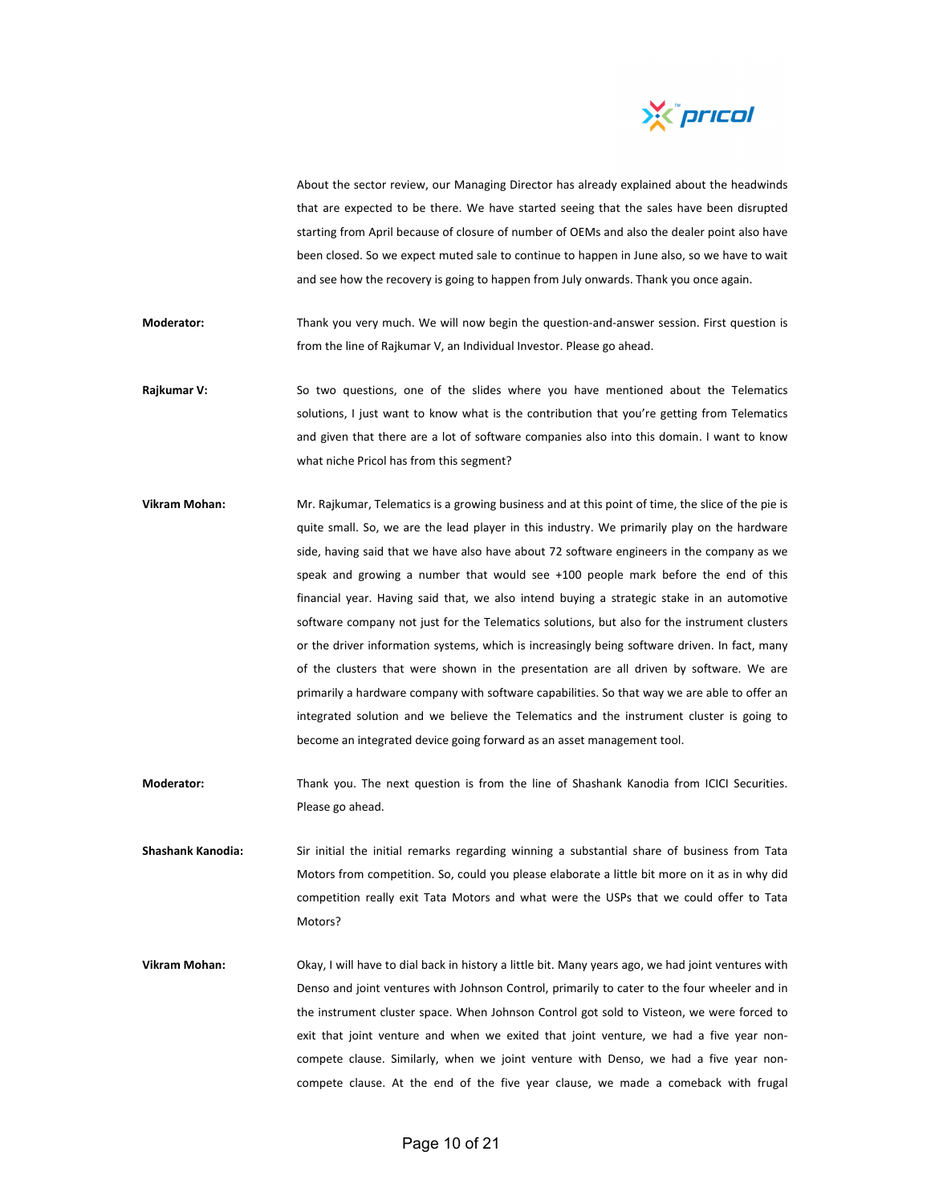About the sector review, our Managing Director has already explained about the headwinds that are expected to be there. We have started seeing that the sales have been disrupted starting from April because of closure of number of OEMs and also the dealer point also have been closed. So we expect muted sale to continue to happen in June also, so we have to wait and see how the recovery is going to happen from July onwards. Thank you once again.

**Moderator:** Thank you very much. We will now begin the question-and-answer session. First question is from the line of Rajkumar V, an Individual Investor. Please go ahead.

**Rajkumar V:** So two questions, one of the slides where you have mentioned about the Telematics solutions, I just want to know what is the contribution that you're getting from Telematics and given that there are a lot of software companies also into this domain. I want to know what niche Pricol has from this segment?

**Vikram Mohan:** Mr. Rajkumar, Telematics is a growing business and at this point of time, the slice of the pie is quite small. So, we are the lead player in this industry. We primarily play on the hardware side, having said that we have also have about 72 software engineers in the company as we speak and growing a number that would see +100 people mark before the end of this financial year. Having said that, we also intend buying a strategic stake in an automotive software company not just for the Telematics solutions, but also for the instrument clusters or the driver information systems, which is increasingly being software driven. In fact, many of the clusters that were shown in the presentation are all driven by software. We are primarily a hardware company with software capabilities. So that way we are able to offer an integrated solution and we believe the Telematics and the instrument cluster is going to become an integrated device going forward as an asset management tool.

**Moderator:** Thank you. The next question is from the line of Shashank Kanodia from ICICI Securities. Please go ahead.

**Shashank Kanodia:** Sir initial the initial remarks regarding winning a substantial share of business from Tata Motors from competition. So, could you please elaborate a little bit more on it as in why did competition really exit Tata Motors and what were the USPs that we could offer to Tata Motors?

**Vikram Mohan:** Okay, I will have to dial back in history a little bit. Many years ago, we had joint ventures with Denso and joint ventures with Johnson Control, primarily to cater to the four wheeler and in the instrument cluster space. When Johnson Control got sold to Visteon, we were forced to exit that joint venture and when we exited that joint venture, we had a five year non-compete clause. Similarly, when we joint venture with Denso, we had a five year non-compete clause. At the end of the five year clause, we made a comeback with frugal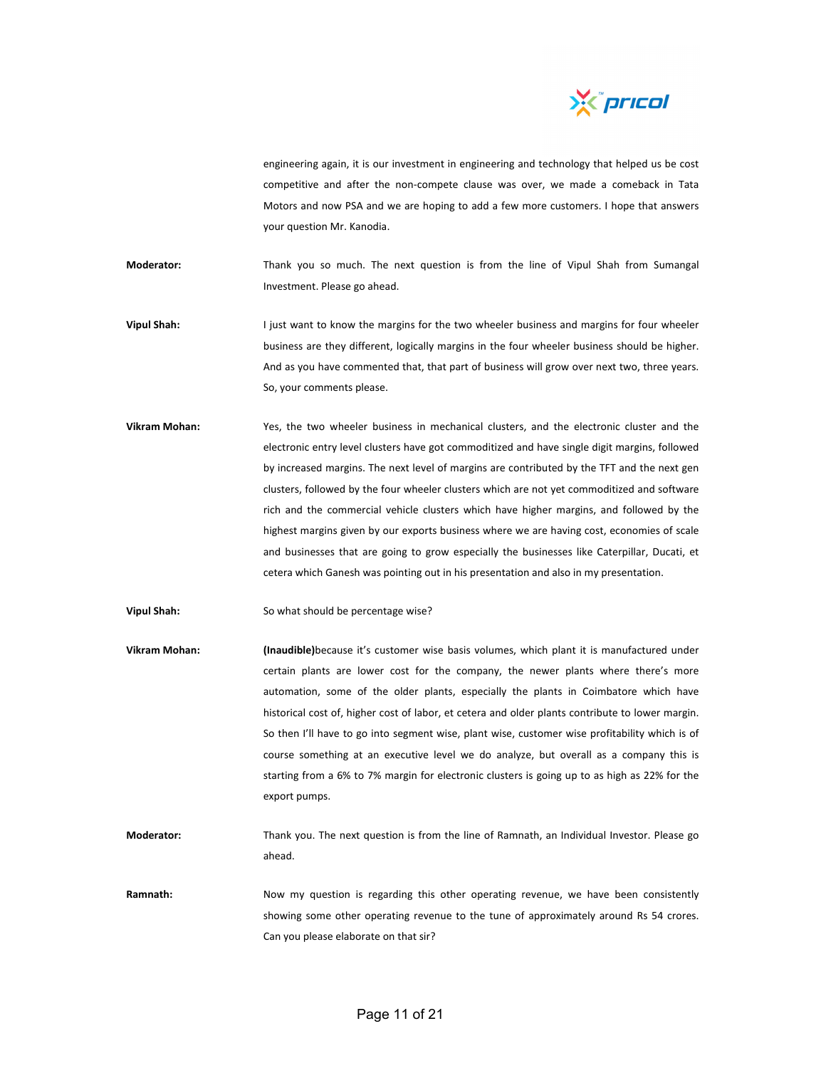engineering again, it is our investment in engineering and technology that helped us be cost competitive and after the non-compete clause was over, we made a comeback in Tata Motors and now PSA and we are hoping to add a few more customers. I hope that answers your question Mr. Kanodia.

**Moderator:** Thank you so much. The next question is from the line of Vipul Shah from Sumangal Investment. Please go ahead.

**Vipul Shah:** I just want to know the margins for the two wheeler business and margins for four wheeler business are they different, logically margins in the four wheeler business should be higher. And as you have commented that, that part of business will grow over next two, three years. So, your comments please.

**Vikram Mohan:** Yes, the two wheeler business in mechanical clusters, and the electronic cluster and the electronic entry level clusters have got commoditized and have single digit margins, followed by increased margins. The next level of margins are contributed by the TFT and the next gen clusters, followed by the four wheeler clusters which are not yet commoditized and software rich and the commercial vehicle clusters which have higher margins, and followed by the highest margins given by our exports business where we are having cost, economies of scale and businesses that are going to grow especially the businesses like Caterpillar, Ducati, et cetera which Ganesh was pointing out in his presentation and also in my presentation.

**Vipul Shah:** So what should be percentage wise?

**Vikram Mohan:** **(Inaudible)**because it's customer wise basis volumes, which plant it is manufactured under certain plants are lower cost for the company, the newer plants where there's more automation, some of the older plants, especially the plants in Coimbatore which have historical cost of, higher cost of labor, et cetera and older plants contribute to lower margin. So then I'll have to go into segment wise, plant wise, customer wise profitability which is of course something at an executive level we do analyze, but overall as a company this is starting from a 6% to 7% margin for electronic clusters is going up to as high as 22% for the export pumps.

**Moderator:** Thank you. The next question is from the line of Ramnath, an Individual Investor. Please go ahead.

**Ramnath:** Now my question is regarding this other operating revenue, we have been consistently showing some other operating revenue to the tune of approximately around Rs 54 crores. Can you please elaborate on that sir?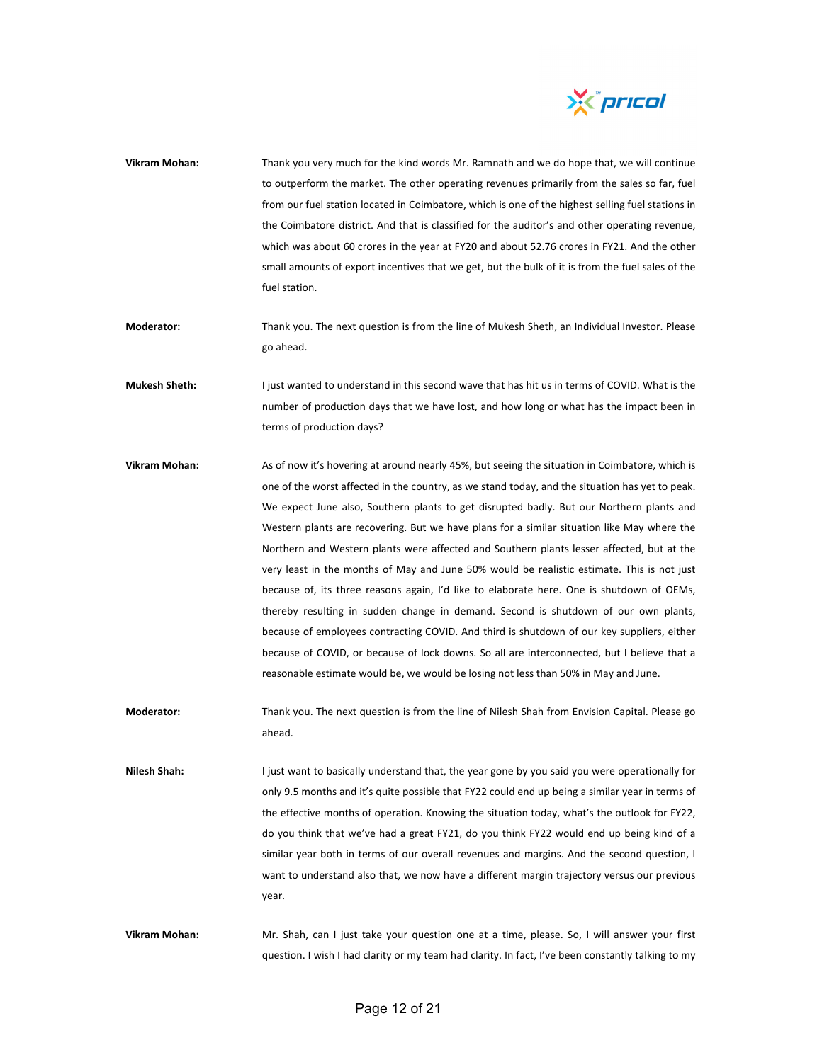**Vikram Mohan:** Thank you very much for the kind words Mr. Ramnath and we do hope that, we will continue to outperform the market. The other operating revenues primarily from the sales so far, fuel from our fuel station located in Coimbatore, which is one of the highest selling fuel stations in the Coimbatore district. And that is classified for the auditor's and other operating revenue, which was about 60 crores in the year at FY20 and about 52.76 crores in FY21. And the other small amounts of export incentives that we get, but the bulk of it is from the fuel sales of the fuel station.

**Moderator:** Thank you. The next question is from the line of Mukesh Sheth, an Individual Investor. Please go ahead.

**Mukesh Sheth:** I just wanted to understand in this second wave that has hit us in terms of COVID. What is the number of production days that we have lost, and how long or what has the impact been in terms of production days?

**Vikram Mohan:** As of now it's hovering at around nearly 45%, but seeing the situation in Coimbatore, which is one of the worst affected in the country, as we stand today, and the situation has yet to peak. We expect June also, Southern plants to get disrupted badly. But our Northern plants and Western plants are recovering. But we have plans for a similar situation like May where the Northern and Western plants were affected and Southern plants lesser affected, but at the very least in the months of May and June 50% would be realistic estimate. This is not just because of, its three reasons again, I'd like to elaborate here. One is shutdown of OEMs, thereby resulting in sudden change in demand. Second is shutdown of our own plants, because of employees contracting COVID. And third is shutdown of our key suppliers, either because of COVID, or because of lock downs. So all are interconnected, but I believe that a reasonable estimate would be, we would be losing not less than 50% in May and June.

**Moderator:** Thank you. The next question is from the line of Nilesh Shah from Envision Capital. Please go ahead.

**Nilesh Shah:** I just want to basically understand that, the year gone by you said you were operationally for only 9.5 months and it's quite possible that FY22 could end up being a similar year in terms of the effective months of operation. Knowing the situation today, what's the outlook for FY22, do you think that we've had a great FY21, do you think FY22 would end up being kind of a similar year both in terms of our overall revenues and margins. And the second question, I want to understand also that, we now have a different margin trajectory versus our previous year.

**Vikram Mohan:** Mr. Shah, can I just take your question one at a time, please. So, I will answer your first question. I wish I had clarity or my team had clarity. In fact, I've been constantly talking to my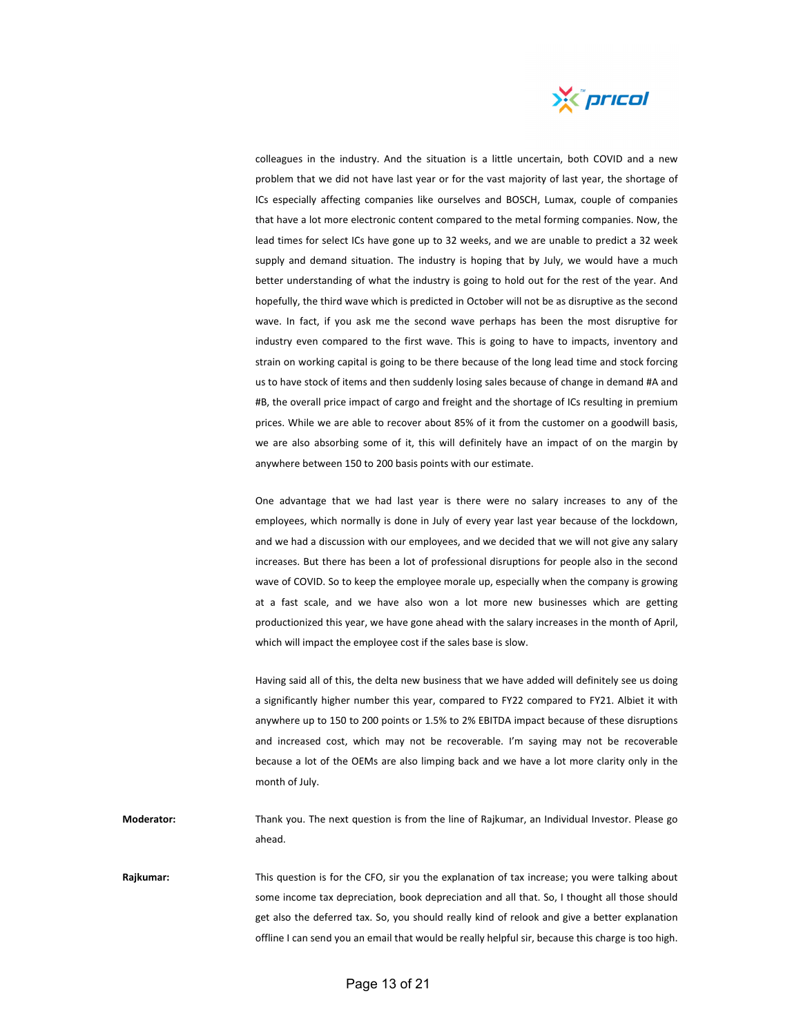colleagues in the industry. And the situation is a little uncertain, both COVID and a new problem that we did not have last year or for the vast majority of last year, the shortage of ICs especially affecting companies like ourselves and BOSCH, Lumax, couple of companies that have a lot more electronic content compared to the metal forming companies. Now, the lead times for select ICs have gone up to 32 weeks, and we are unable to predict a 32 week supply and demand situation. The industry is hoping that by July, we would have a much better understanding of what the industry is going to hold out for the rest of the year. And hopefully, the third wave which is predicted in October will not be as disruptive as the second wave. In fact, if you ask me the second wave perhaps has been the most disruptive for industry even compared to the first wave. This is going to have to impacts, inventory and strain on working capital is going to be there because of the long lead time and stock forcing us to have stock of items and then suddenly losing sales because of change in demand #A and #B, the overall price impact of cargo and freight and the shortage of ICs resulting in premium prices. While we are able to recover about 85% of it from the customer on a goodwill basis, we are also absorbing some of it, this will definitely have an impact of on the margin by anywhere between 150 to 200 basis points with our estimate.

One advantage that we had last year is there were no salary increases to any of the employees, which normally is done in July of every year last year because of the lockdown, and we had a discussion with our employees, and we decided that we will not give any salary increases. But there has been a lot of professional disruptions for people also in the second wave of COVID. So to keep the employee morale up, especially when the company is growing at a fast scale, and we have also won a lot more new businesses which are getting productionized this year, we have gone ahead with the salary increases in the month of April, which will impact the employee cost if the sales base is slow.

Having said all of this, the delta new business that we have added will definitely see us doing a significantly higher number this year, compared to FY22 compared to FY21. Albiet it with anywhere up to 150 to 200 points or 1.5% to 2% EBITDA impact because of these disruptions and increased cost, which may not be recoverable. I'm saying may not be recoverable because a lot of the OEMs are also limping back and we have a lot more clarity only in the month of July.

**Moderator:** Thank you. The next question is from the line of Rajkumar, an Individual Investor. Please go ahead.

**Rajkumar:** This question is for the CFO, sir you the explanation of tax increase; you were talking about some income tax depreciation, book depreciation and all that. So, I thought all those should get also the deferred tax. So, you should really kind of relook and give a better explanation offline I can send you an email that would be really helpful sir, because this charge is too high.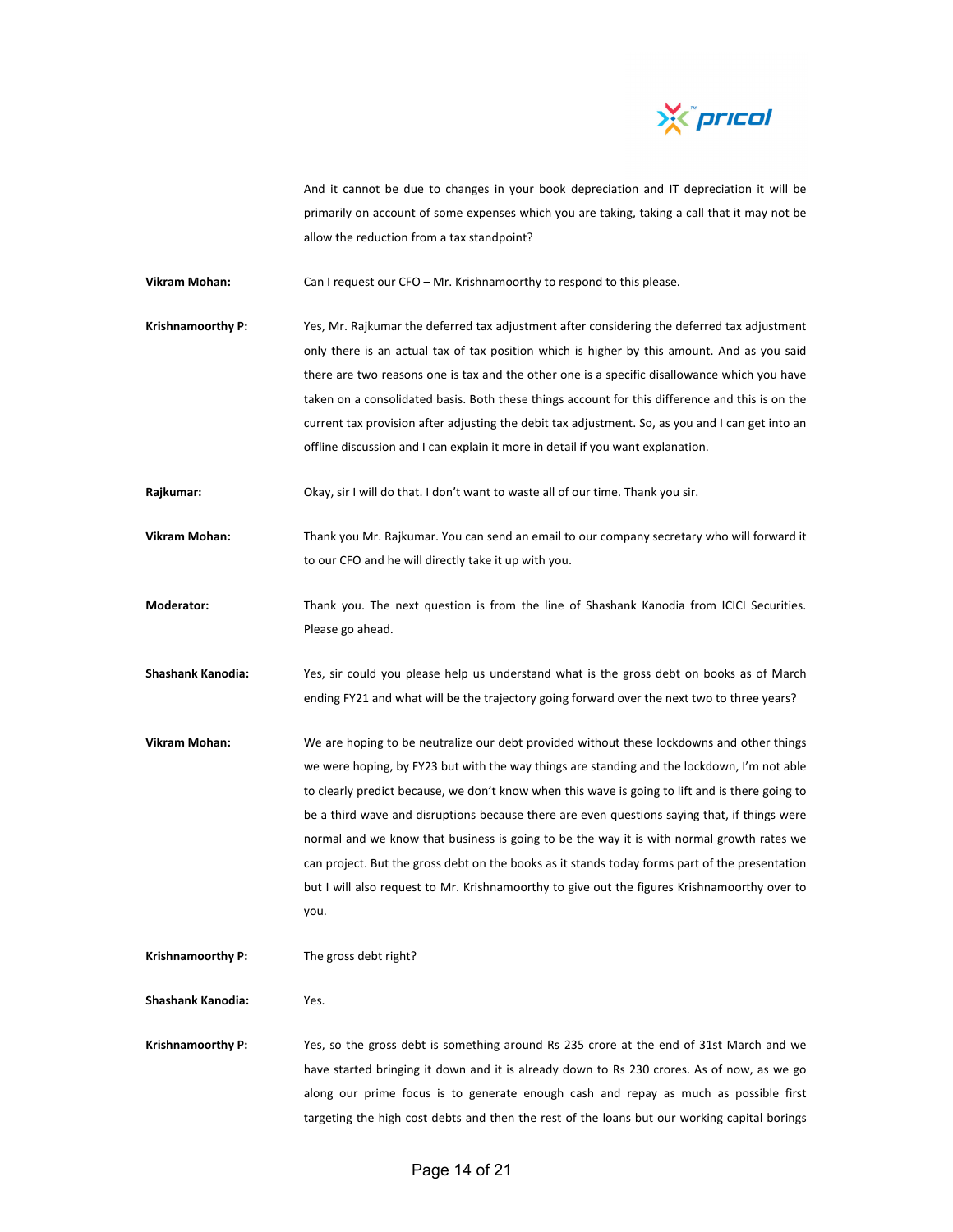And it cannot be due to changes in your book depreciation and IT depreciation it will be primarily on account of some expenses which you are taking, taking a call that it may not be allow the reduction from a tax standpoint?

**Vikram Mohan:** Can I request our CFO – Mr. Krishnamoorthy to respond to this please.

**Krishnamoorthy P:** Yes, Mr. Rajkumar the deferred tax adjustment after considering the deferred tax adjustment only there is an actual tax of tax position which is higher by this amount. And as you said there are two reasons one is tax and the other one is a specific disallowance which you have taken on a consolidated basis. Both these things account for this difference and this is on the current tax provision after adjusting the debit tax adjustment. So, as you and I can get into an offline discussion and I can explain it more in detail if you want explanation.

**Rajkumar:** Okay, sir I will do that. I don't want to waste all of our time. Thank you sir.

**Vikram Mohan:** Thank you Mr. Rajkumar. You can send an email to our company secretary who will forward it to our CFO and he will directly take it up with you.

**Moderator:** Thank you. The next question is from the line of Shashank Kanodia from ICICI Securities. Please go ahead.

**Shashank Kanodia:** Yes, sir could you please help us understand what is the gross debt on books as of March ending FY21 and what will be the trajectory going forward over the next two to three years?

**Vikram Mohan:** We are hoping to be neutralize our debt provided without these lockdowns and other things we were hoping, by FY23 but with the way things are standing and the lockdown, I'm not able to clearly predict because, we don't know when this wave is going to lift and is there going to be a third wave and disruptions because there are even questions saying that, if things were normal and we know that business is going to be the way it is with normal growth rates we can project. But the gross debt on the books as it stands today forms part of the presentation but I will also request to Mr. Krishnamoorthy to give out the figures Krishnamoorthy over to you.

**Krishnamoorthy P:** The gross debt right?

**Shashank Kanodia:** Yes.

**Krishnamoorthy P:** Yes, so the gross debt is something around Rs 235 crore at the end of 31st March and we have started bringing it down and it is already down to Rs 230 crores. As of now, as we go along our prime focus is to generate enough cash and repay as much as possible first targeting the high cost debts and then the rest of the loans but our working capital borings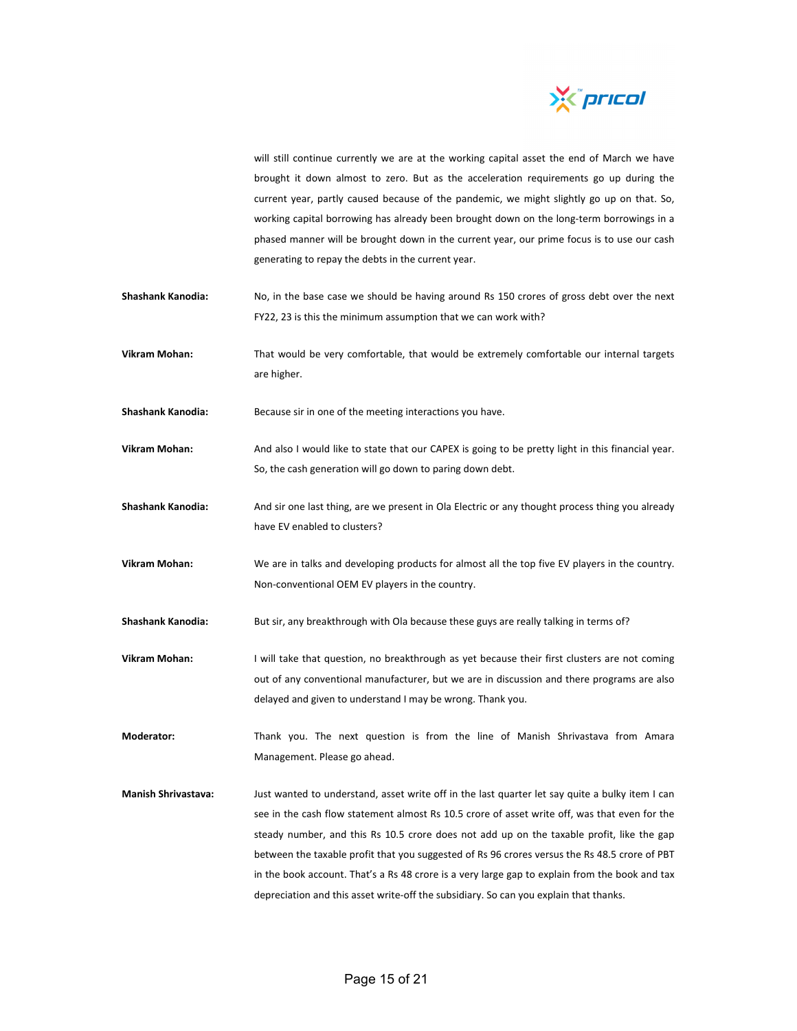will still continue currently we are at the working capital asset the end of March we have brought it down almost to zero. But as the acceleration requirements go up during the current year, partly caused because of the pandemic, we might slightly go up on that. So, working capital borrowing has already been brought down on the long-term borrowings in a phased manner will be brought down in the current year, our prime focus is to use our cash generating to repay the debts in the current year.

**Shashank Kanodia:** No, in the base case we should be having around Rs 150 crores of gross debt over the next FY22, 23 is this the minimum assumption that we can work with?

**Vikram Mohan:** That would be very comfortable, that would be extremely comfortable our internal targets are higher.

**Shashank Kanodia:** Because sir in one of the meeting interactions you have.

**Vikram Mohan:** And also I would like to state that our CAPEX is going to be pretty light in this financial year. So, the cash generation will go down to paring down debt.

**Shashank Kanodia:** And sir one last thing, are we present in Ola Electric or any thought process thing you already have EV enabled to clusters?

**Vikram Mohan:** We are in talks and developing products for almost all the top five EV players in the country. Non-conventional OEM EV players in the country.

**Shashank Kanodia:** But sir, any breakthrough with Ola because these guys are really talking in terms of?

**Vikram Mohan:** I will take that question, no breakthrough as yet because their first clusters are not coming out of any conventional manufacturer, but we are in discussion and there programs are also delayed and given to understand I may be wrong. Thank you.

**Moderator:** Thank you. The next question is from the line of Manish Shrivastava from Amara Management. Please go ahead.

**Manish Shrivastava:** Just wanted to understand, asset write off in the last quarter let say quite a bulky item I can see in the cash flow statement almost Rs 10.5 crore of asset write off, was that even for the steady number, and this Rs 10.5 crore does not add up on the taxable profit, like the gap between the taxable profit that you suggested of Rs 96 crores versus the Rs 48.5 crore of PBT in the book account. That's a Rs 48 crore is a very large gap to explain from the book and tax depreciation and this asset write-off the subsidiary. So can you explain that thanks.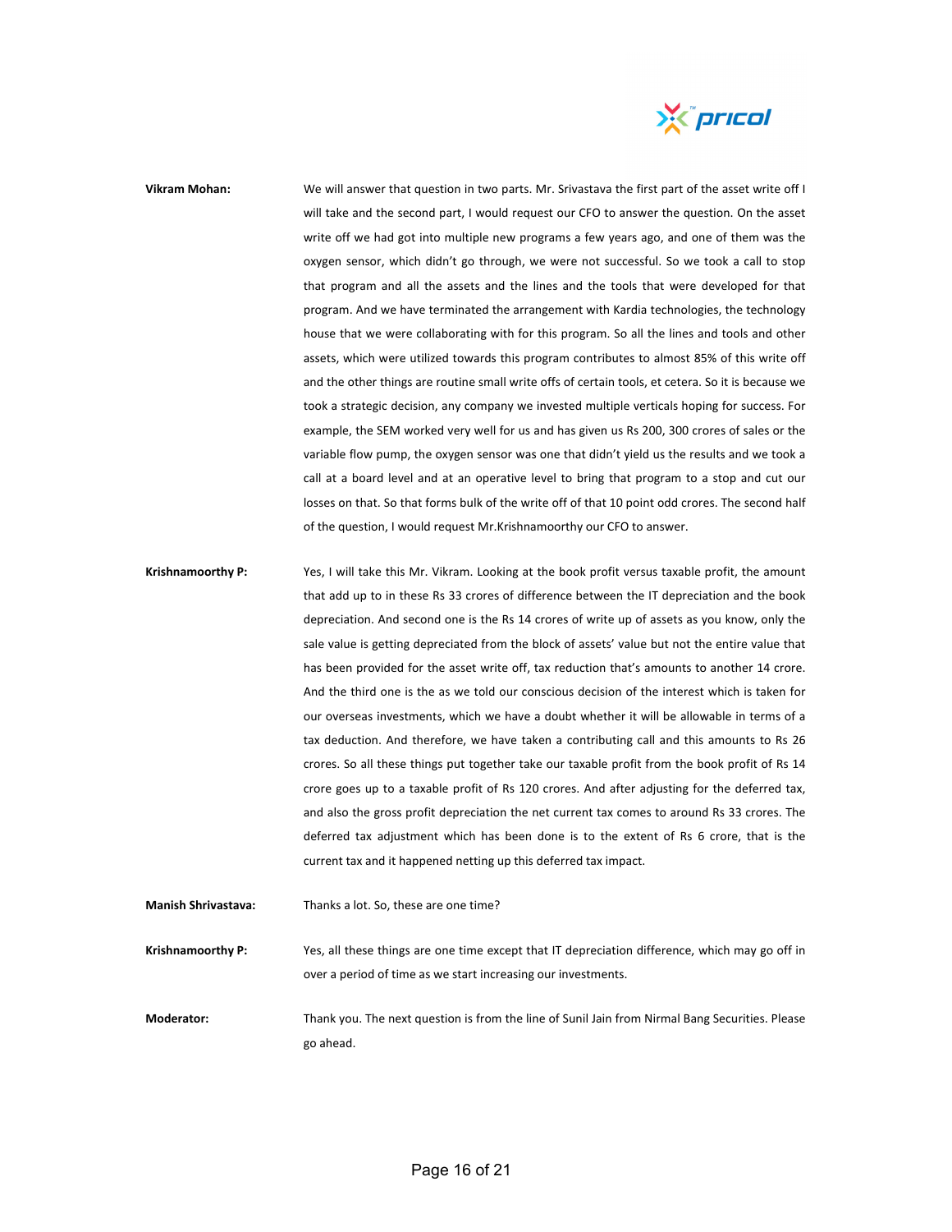**Vikram Mohan:** We will answer that question in two parts. Mr. Srivastava the first part of the asset write off I will take and the second part, I would request our CFO to answer the question. On the asset write off we had got into multiple new programs a few years ago, and one of them was the oxygen sensor, which didn't go through, we were not successful. So we took a call to stop that program and all the assets and the lines and the tools that were developed for that program. And we have terminated the arrangement with Kardia technologies, the technology house that we were collaborating with for this program. So all the lines and tools and other assets, which were utilized towards this program contributes to almost 85% of this write off and the other things are routine small write offs of certain tools, et cetera. So it is because we took a strategic decision, any company we invested multiple verticals hoping for success. For example, the SEM worked very well for us and has given us Rs 200, 300 crores of sales or the variable flow pump, the oxygen sensor was one that didn't yield us the results and we took a call at a board level and at an operative level to bring that program to a stop and cut our losses on that. So that forms bulk of the write off of that 10 point odd crores. The second half of the question, I would request Mr.Krishnamoorthy our CFO to answer.

**Krishnamoorthy P:** Yes, I will take this Mr. Vikram. Looking at the book profit versus taxable profit, the amount that add up to in these Rs 33 crores of difference between the IT depreciation and the book depreciation. And second one is the Rs 14 crores of write up of assets as you know, only the sale value is getting depreciated from the block of assets' value but not the entire value that has been provided for the asset write off, tax reduction that's amounts to another 14 crore. And the third one is the as we told our conscious decision of the interest which is taken for our overseas investments, which we have a doubt whether it will be allowable in terms of a tax deduction. And therefore, we have taken a contributing call and this amounts to Rs 26 crores. So all these things put together take our taxable profit from the book profit of Rs 14 crore goes up to a taxable profit of Rs 120 crores. And after adjusting for the deferred tax, and also the gross profit depreciation the net current tax comes to around Rs 33 crores. The deferred tax adjustment which has been done is to the extent of Rs 6 crore, that is the current tax and it happened netting up this deferred tax impact.

**Manish Shrivastava:** Thanks a lot. So, these are one time?

**Krishnamoorthy P:** Yes, all these things are one time except that IT depreciation difference, which may go off in over a period of time as we start increasing our investments.

**Moderator:** Thank you. The next question is from the line of Sunil Jain from Nirmal Bang Securities. Please go ahead.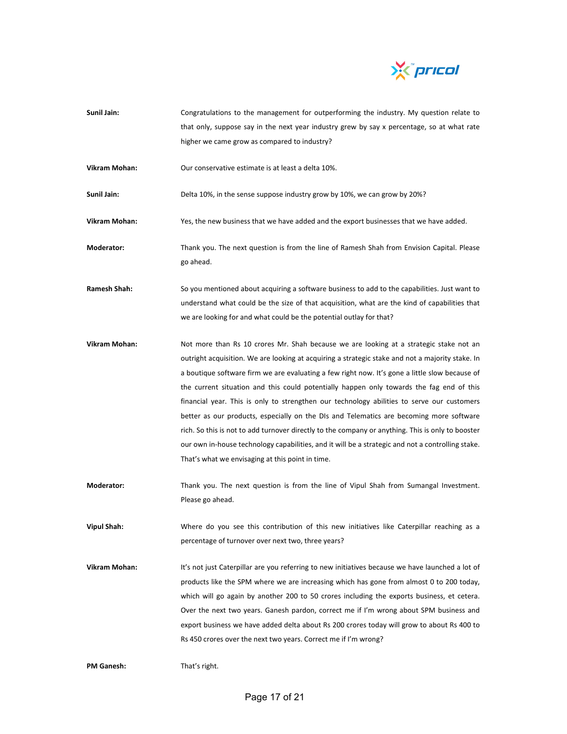**Sunil Jain:** Congratulations to the management for outperforming the industry. My question relate to that only, suppose say in the next year industry grew by say x percentage, so at what rate higher we came grow as compared to industry?

**Vikram Mohan:** Our conservative estimate is at least a delta 10%.

**Sunil Jain:** Delta 10%, in the sense suppose industry grow by 10%, we can grow by 20%?

**Vikram Mohan:** Yes, the new business that we have added and the export businesses that we have added.

**Moderator:** Thank you. The next question is from the line of Ramesh Shah from Envision Capital. Please go ahead.

**Ramesh Shah:** So you mentioned about acquiring a software business to add to the capabilities. Just want to understand what could be the size of that acquisition, what are the kind of capabilities that we are looking for and what could be the potential outlay for that?

**Vikram Mohan:** Not more than Rs 10 crores Mr. Shah because we are looking at a strategic stake not an outright acquisition. We are looking at acquiring a strategic stake and not a majority stake. In a boutique software firm we are evaluating a few right now. It's gone a little slow because of the current situation and this could potentially happen only towards the fag end of this financial year. This is only to strengthen our technology abilities to serve our customers better as our products, especially on the DIs and Telematics are becoming more software rich. So this is not to add turnover directly to the company or anything. This is only to booster our own in-house technology capabilities, and it will be a strategic and not a controlling stake. That's what we envisaging at this point in time.

**Moderator:** Thank you. The next question is from the line of Vipul Shah from Sumangal Investment. Please go ahead.

**Vipul Shah:** Where do you see this contribution of this new initiatives like Caterpillar reaching as a percentage of turnover over next two, three years?

**Vikram Mohan:** It's not just Caterpillar are you referring to new initiatives because we have launched a lot of products like the SPM where we are increasing which has gone from almost 0 to 200 today, which will go again by another 200 to 50 crores including the exports business, et cetera. Over the next two years. Ganesh pardon, correct me if I'm wrong about SPM business and export business we have added delta about Rs 200 crores today will grow to about Rs 400 to Rs 450 crores over the next two years. Correct me if I'm wrong?

**PM Ganesh:** That's right.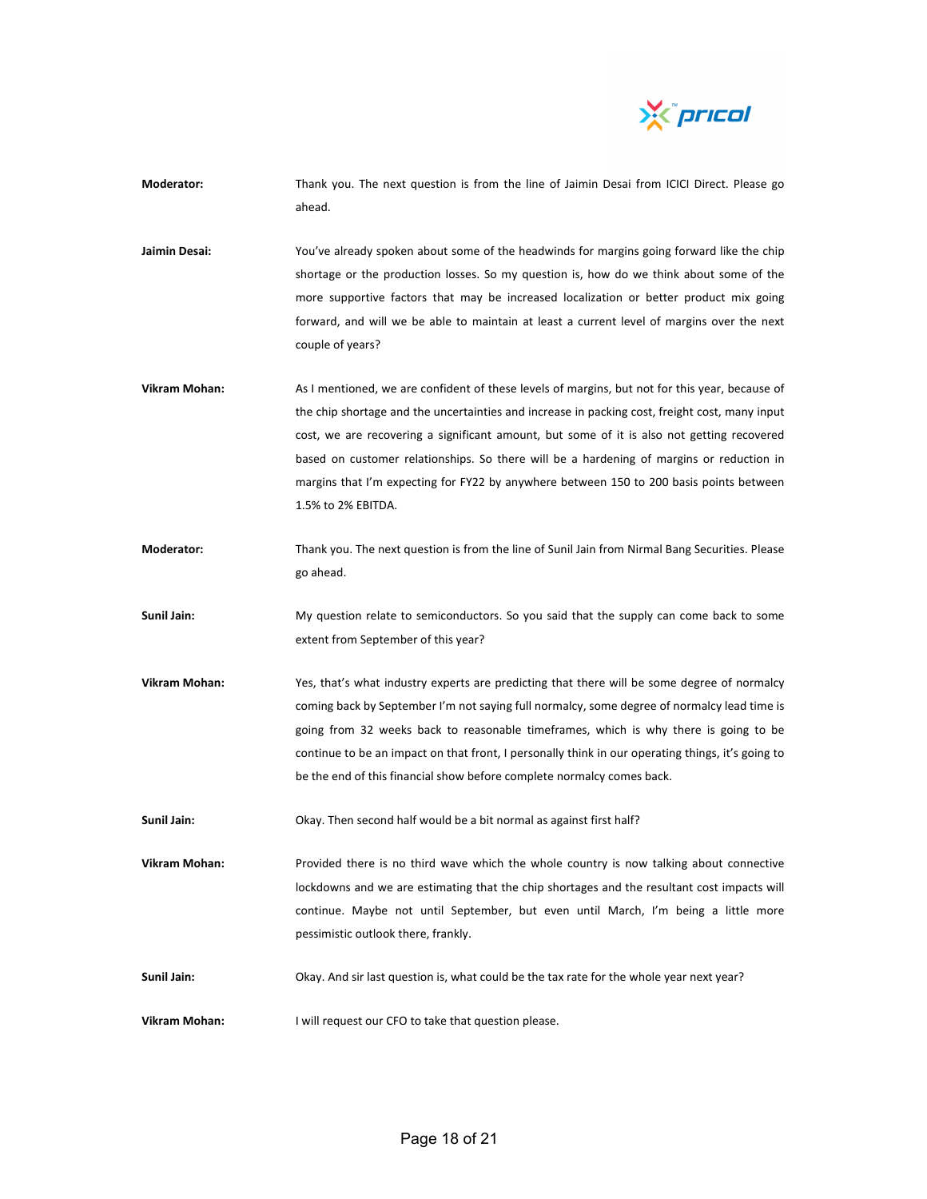**Moderator:** Thank you. The next question is from the line of Jaimin Desai from ICICI Direct. Please go ahead.

**Jaimin Desai:** You've already spoken about some of the headwinds for margins going forward like the chip shortage or the production losses. So my question is, how do we think about some of the more supportive factors that may be increased localization or better product mix going forward, and will we be able to maintain at least a current level of margins over the next couple of years?

**Vikram Mohan:** As I mentioned, we are confident of these levels of margins, but not for this year, because of the chip shortage and the uncertainties and increase in packing cost, freight cost, many input cost, we are recovering a significant amount, but some of it is also not getting recovered based on customer relationships. So there will be a hardening of margins or reduction in margins that I'm expecting for FY22 by anywhere between 150 to 200 basis points between 1.5% to 2% EBITDA.

**Moderator:** Thank you. The next question is from the line of Sunil Jain from Nirmal Bang Securities. Please go ahead.

**Sunil Jain:** My question relate to semiconductors. So you said that the supply can come back to some extent from September of this year?

**Vikram Mohan:** Yes, that's what industry experts are predicting that there will be some degree of normalcy coming back by September I'm not saying full normalcy, some degree of normalcy lead time is going from 32 weeks back to reasonable timeframes, which is why there is going to be continue to be an impact on that front, I personally think in our operating things, it's going to be the end of this financial show before complete normalcy comes back.

**Sunil Jain:** Okay. Then second half would be a bit normal as against first half?

**Vikram Mohan:** Provided there is no third wave which the whole country is now talking about connective lockdowns and we are estimating that the chip shortages and the resultant cost impacts will continue. Maybe not until September, but even until March, I'm being a little more pessimistic outlook there, frankly.

**Sunil Jain:** Okay. And sir last question is, what could be the tax rate for the whole year next year?

**Vikram Mohan:** I will request our CFO to take that question please.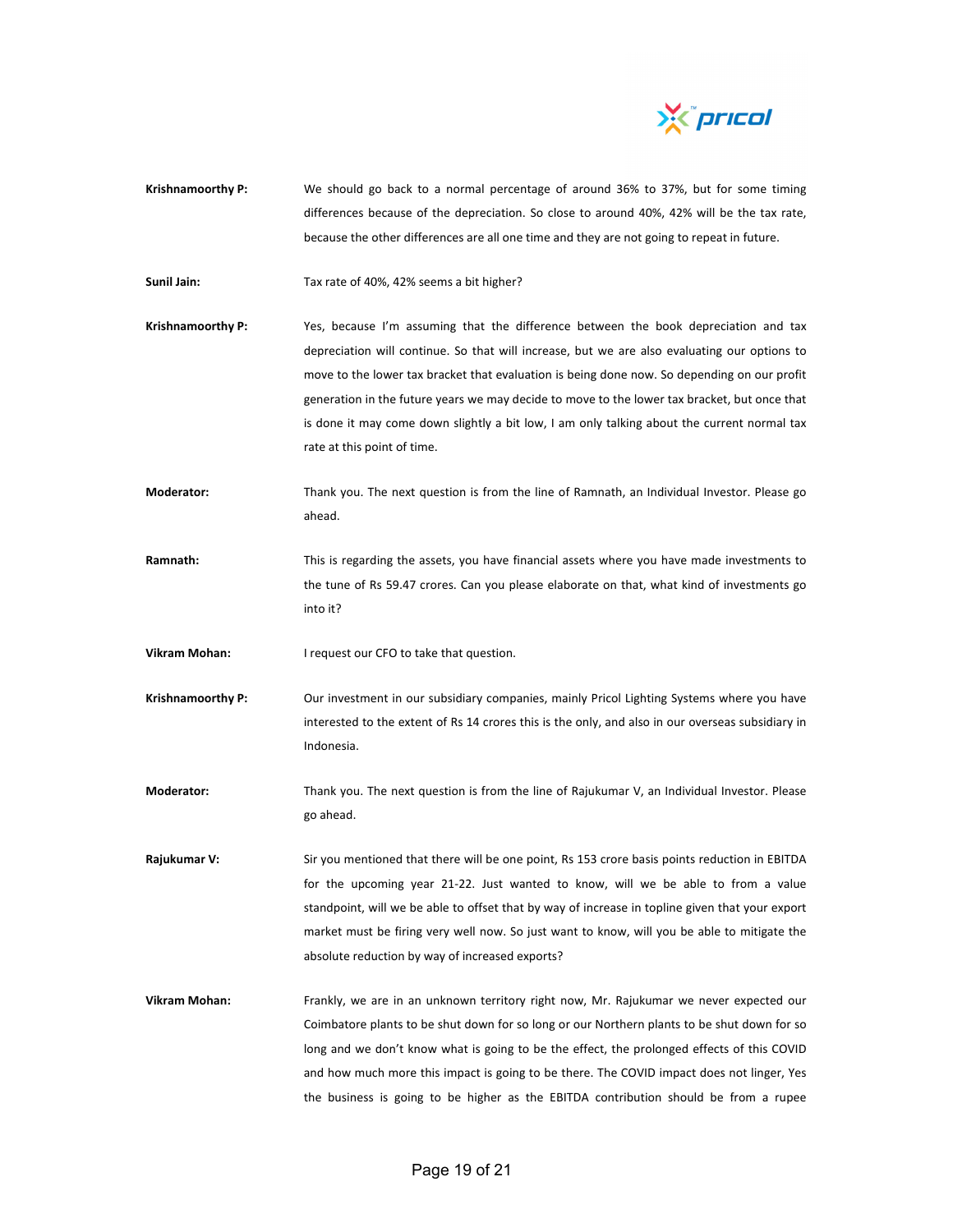**Krishnamoorthy P:** We should go back to a normal percentage of around 36% to 37%, but for some timing differences because of the depreciation. So close to around 40%, 42% will be the tax rate, because the other differences are all one time and they are not going to repeat in future.

**Sunil Jain:** Tax rate of 40%, 42% seems a bit higher?

**Krishnamoorthy P:** Yes, because I'm assuming that the difference between the book depreciation and tax depreciation will continue. So that will increase, but we are also evaluating our options to move to the lower tax bracket that evaluation is being done now. So depending on our profit generation in the future years we may decide to move to the lower tax bracket, but once that is done it may come down slightly a bit low, I am only talking about the current normal tax rate at this point of time.

**Moderator:** Thank you. The next question is from the line of Ramnath, an Individual Investor. Please go ahead.

**Ramnath:** This is regarding the assets, you have financial assets where you have made investments to the tune of Rs 59.47 crores. Can you please elaborate on that, what kind of investments go into it?

**Vikram Mohan:** I request our CFO to take that question.

**Krishnamoorthy P:** Our investment in our subsidiary companies, mainly Pricol Lighting Systems where you have interested to the extent of Rs 14 crores this is the only, and also in our overseas subsidiary in Indonesia.

**Moderator:** Thank you. The next question is from the line of Rajukumar V, an Individual Investor. Please go ahead.

**Rajukumar V:** Sir you mentioned that there will be one point, Rs 153 crore basis points reduction in EBITDA for the upcoming year 21-22. Just wanted to know, will we be able to from a value standpoint, will we be able to offset that by way of increase in topline given that your export market must be firing very well now. So just want to know, will you be able to mitigate the absolute reduction by way of increased exports?

**Vikram Mohan:** Frankly, we are in an unknown territory right now, Mr. Rajukumar we never expected our Coimbatore plants to be shut down for so long or our Northern plants to be shut down for so long and we don't know what is going to be the effect, the prolonged effects of this COVID and how much more this impact is going to be there. The COVID impact does not linger, Yes the business is going to be higher as the EBITDA contribution should be from a rupee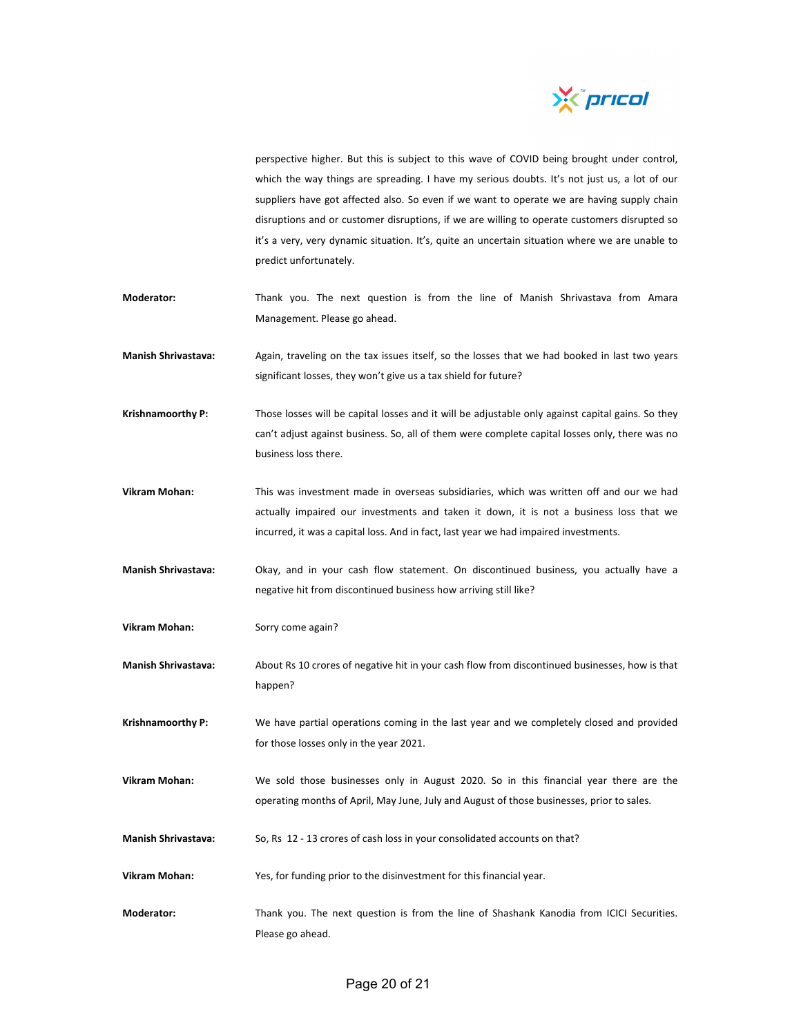perspective higher. But this is subject to this wave of COVID being brought under control, which the way things are spreading. I have my serious doubts. It's not just us, a lot of our suppliers have got affected also. So even if we want to operate we are having supply chain disruptions and or customer disruptions, if we are willing to operate customers disrupted so it's a very, very dynamic situation. It's, quite an uncertain situation where we are unable to predict unfortunately.

**Moderator:** Thank you. The next question is from the line of Manish Shrivastava from Amara Management. Please go ahead.

**Manish Shrivastava:** Again, traveling on the tax issues itself, so the losses that we had booked in last two years significant losses, they won't give us a tax shield for future?

**Krishnamoorthy P:** Those losses will be capital losses and it will be adjustable only against capital gains. So they can't adjust against business. So, all of them were complete capital losses only, there was no business loss there.

**Vikram Mohan:** This was investment made in overseas subsidiaries, which was written off and our we had actually impaired our investments and taken it down, it is not a business loss that we incurred, it was a capital loss. And in fact, last year we had impaired investments.

**Manish Shrivastava:** Okay, and in your cash flow statement. On discontinued business, you actually have a negative hit from discontinued business how arriving still like?

**Vikram Mohan:** Sorry come again?

**Manish Shrivastava:** About Rs 10 crores of negative hit in your cash flow from discontinued businesses, how is that happen?

**Krishnamoorthy P:** We have partial operations coming in the last year and we completely closed and provided for those losses only in the year 2021.

**Vikram Mohan:** We sold those businesses only in August 2020. So in this financial year there are the operating months of April, May June, July and August of those businesses, prior to sales.

**Manish Shrivastava:** So, Rs 12 - 13 crores of cash loss in your consolidated accounts on that?

**Vikram Mohan:** Yes, for funding prior to the disinvestment for this financial year.

**Moderator:** Thank you. The next question is from the line of Shashank Kanodia from ICICI Securities. Please go ahead.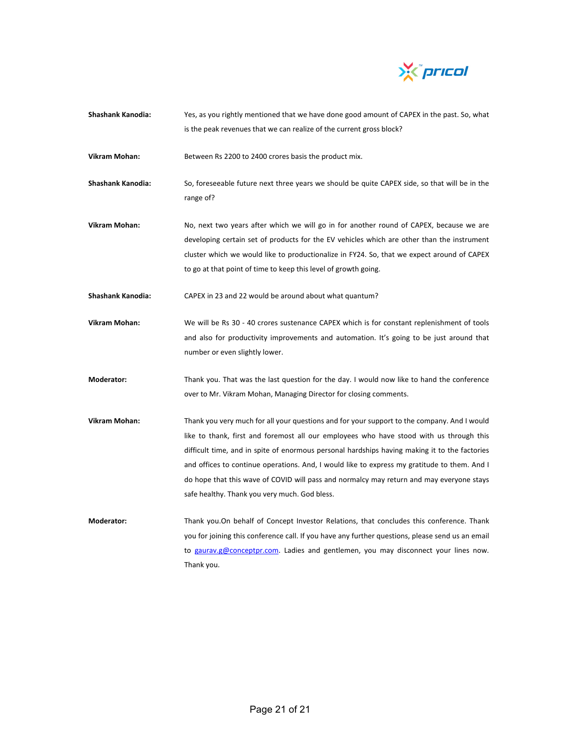**Shashank Kanodia:** Yes, as you rightly mentioned that we have done good amount of CAPEX in the past. So, what is the peak revenues that we can realize of the current gross block?

**Vikram Mohan:** Between Rs 2200 to 2400 crores basis the product mix.

**Shashank Kanodia:** So, foreseeable future next three years we should be quite CAPEX side, so that will be in the range of?

**Vikram Mohan:** No, next two years after which we will go in for another round of CAPEX, because we are developing certain set of products for the EV vehicles which are other than the instrument cluster which we would like to productionalize in FY24. So, that we expect around of CAPEX to go at that point of time to keep this level of growth going.

**Shashank Kanodia:** CAPEX in 23 and 22 would be around about what quantum?

**Vikram Mohan:** We will be Rs 30 - 40 crores sustenance CAPEX which is for constant replenishment of tools and also for productivity improvements and automation. It's going to be just around that number or even slightly lower.

**Moderator:** Thank you. That was the last question for the day. I would now like to hand the conference over to Mr. Vikram Mohan, Managing Director for closing comments.

**Vikram Mohan:** Thank you very much for all your questions and for your support to the company. And I would like to thank, first and foremost all our employees who have stood with us through this difficult time, and in spite of enormous personal hardships having making it to the factories and offices to continue operations. And, I would like to express my gratitude to them. And I do hope that this wave of COVID will pass and normalcy may return and may everyone stays safe healthy. Thank you very much. God bless.

**Moderator:** Thank you.On behalf of Concept Investor Relations, that concludes this conference. Thank you for joining this conference call. If you have any further questions, please send us an email to gaurav.g@conceptpr.com. Ladies and gentlemen, you may disconnect your lines now. Thank you.